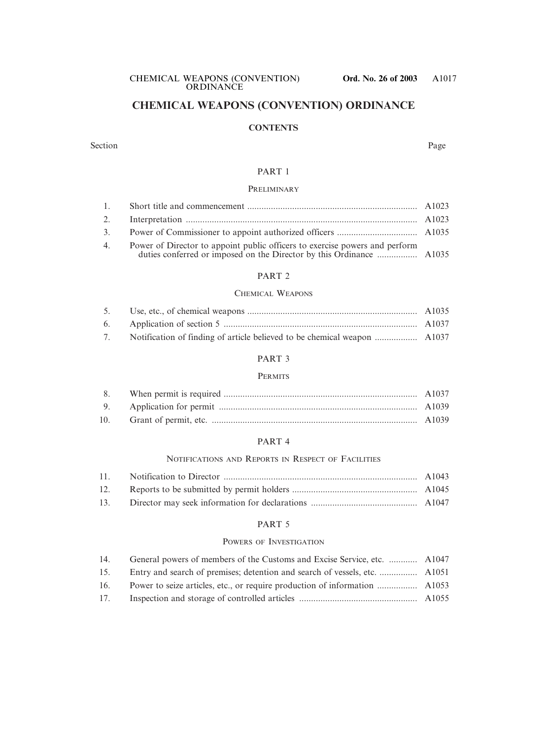# CHEMICAL WEAPONS (CONVENTION) ORDINANCE

## CONTENTS

| Section | | Page |
|---|---|---|
| | **PART 1** | |
| | **PRELIMINARY** | |
| 1. | Short title and commencement | A1023 |
| 2. | Interpretation | A1023 |
| 3. | Power of Commissioner to appoint authorized officers | A1035 |
| 4. | Power of Director to appoint public officers to exercise powers and perform duties conferred or imposed on the Director by this Ordinance | A1035 |
| | **PART 2** | |
| | **CHEMICAL WEAPONS** | |
| 5. | Use, etc., of chemical weapons | A1035 |
| 6. | Application of section 5 | A1037 |
| 7. | Notification of finding of article believed to be chemical weapon | A1037 |
| | **PART 3** | |
| | **PERMITS** | |
| 8. | When permit is required | A1037 |
| 9. | Application for permit | A1039 |
| 10. | Grant of permit, etc. | A1039 |
| | **PART 4** | |
| | **NOTIFICATIONS AND REPORTS IN RESPECT OF FACILITIES** | |
| 11. | Notification to Director | A1043 |
| 12. | Reports to be submitted by permit holders | A1045 |
| 13. | Director may seek information for declarations | A1047 |
| | **PART 5** | |
| | **POWERS OF INVESTIGATION** | |
| 14. | General powers of members of the Customs and Excise Service, etc. | A1047 |
| 15. | Entry and search of premises; detention and search of vessels, etc. | A1051 |
| 16. | Power to seize articles, etc., or require production of information | A1053 |
| 17. | Inspection and storage of controlled articles | A1055 |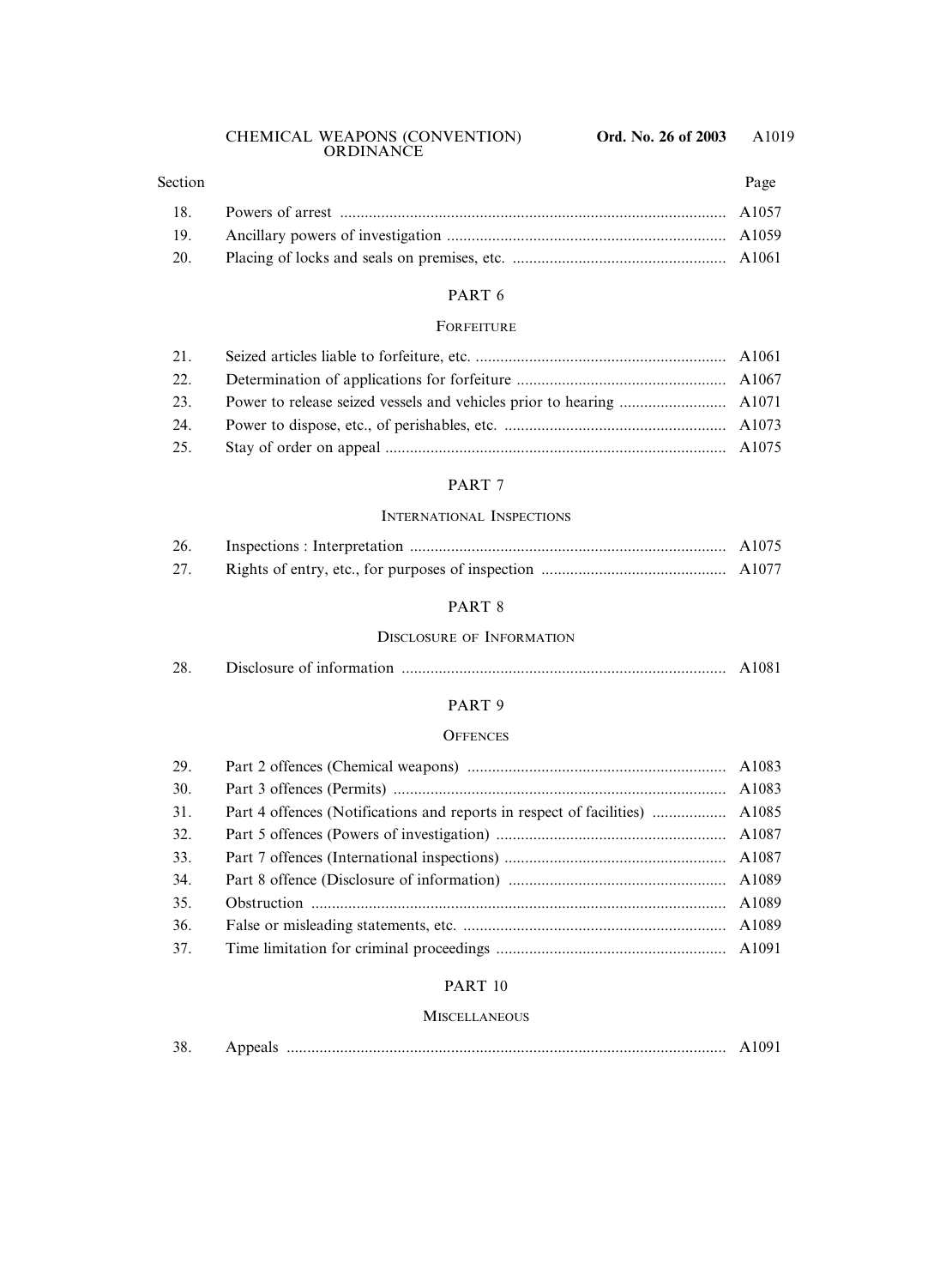| Section | | Page |
|---|---|---|
| 18. | Powers of arrest | A1057 |
| 19. | Ancillary powers of investigation | A1059 |
| 20. | Placing of locks and seals on premises, etc. | A1061 |

PART 6

FORFEITURE

| Section | | Page |
|---|---|---|
| 21. | Seized articles liable to forfeiture, etc. | A1061 |
| 22. | Determination of applications for forfeiture | A1067 |
| 23. | Power to release seized vessels and vehicles prior to hearing | A1071 |
| 24. | Power to dispose, etc., of perishables, etc. | A1073 |
| 25. | Stay of order on appeal | A1075 |

PART 7

INTERNATIONAL INSPECTIONS

| Section | | Page |
|---|---|---|
| 26. | Inspections : Interpretation | A1075 |
| 27. | Rights of entry, etc., for purposes of inspection | A1077 |

PART 8

DISCLOSURE OF INFORMATION

| Section | | Page |
|---|---|---|
| 28. | Disclosure of information | A1081 |

PART 9

OFFENCES

| Section | | Page |
|---|---|---|
| 29. | Part 2 offences (Chemical weapons) | A1083 |
| 30. | Part 3 offences (Permits) | A1083 |
| 31. | Part 4 offences (Notifications and reports in respect of facilities) | A1085 |
| 32. | Part 5 offences (Powers of investigation) | A1087 |
| 33. | Part 7 offences (International inspections) | A1087 |
| 34. | Part 8 offence (Disclosure of information) | A1089 |
| 35. | Obstruction | A1089 |
| 36. | False or misleading statements, etc. | A1089 |
| 37. | Time limitation for criminal proceedings | A1091 |

PART 10

MISCELLANEOUS

| Section | | Page |
|---|---|---|
| 38. | Appeals | A1091 |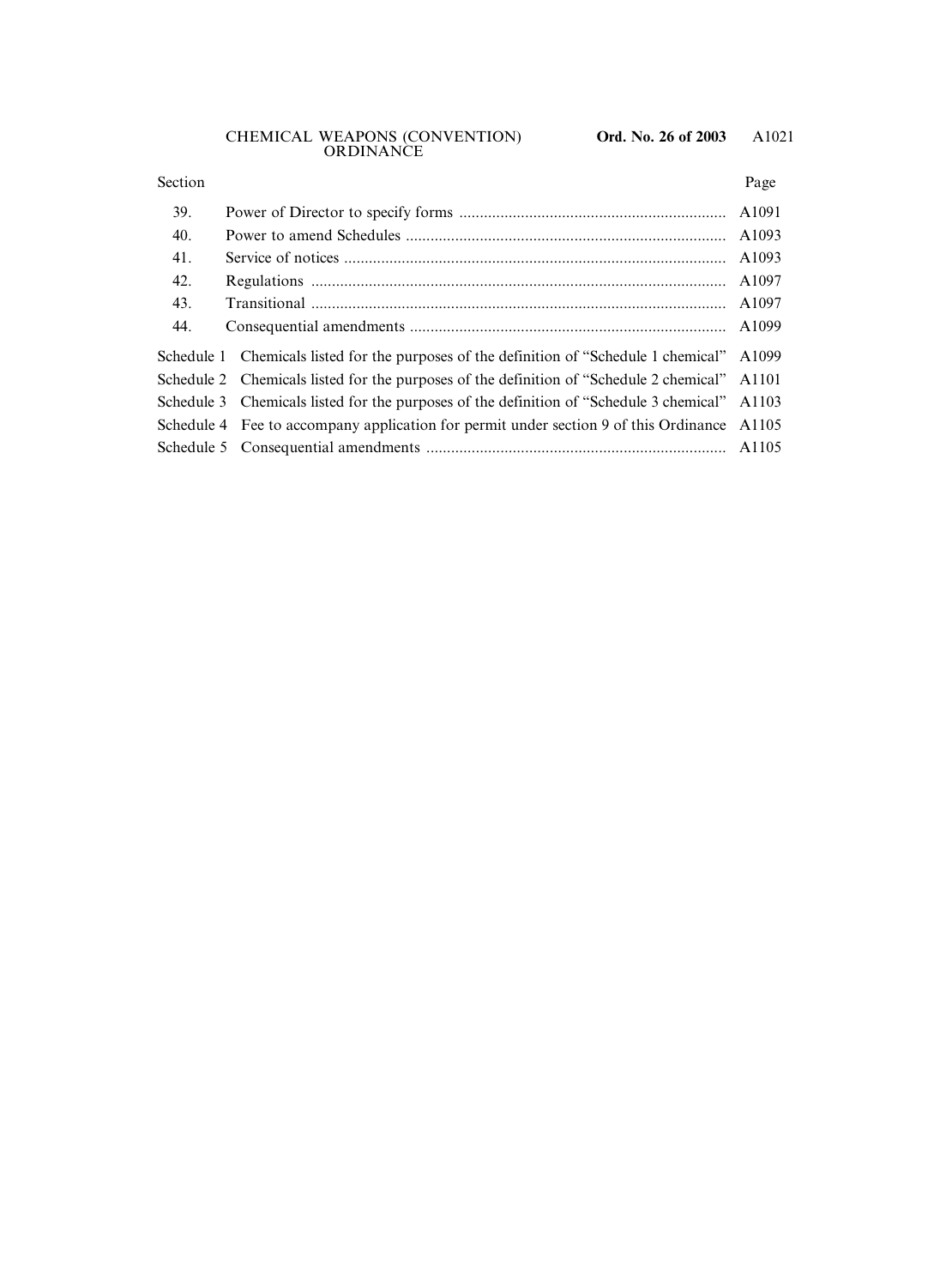| Section | | Page |
|---|---|---|
| 39. | Power of Director to specify forms | A1091 |
| 40. | Power to amend Schedules | A1093 |
| 41. | Service of notices | A1093 |
| 42. | Regulations | A1097 |
| 43. | Transitional | A1097 |
| 44. | Consequential amendments | A1099 |
| Schedule 1 | Chemicals listed for the purposes of the definition of "Schedule 1 chemical" | A1099 |
| Schedule 2 | Chemicals listed for the purposes of the definition of "Schedule 2 chemical" | A1101 |
| Schedule 3 | Chemicals listed for the purposes of the definition of "Schedule 3 chemical" | A1103 |
| Schedule 4 | Fee to accompany application for permit under section 9 of this Ordinance | A1105 |
| Schedule 5 | Consequential amendments | A1105 |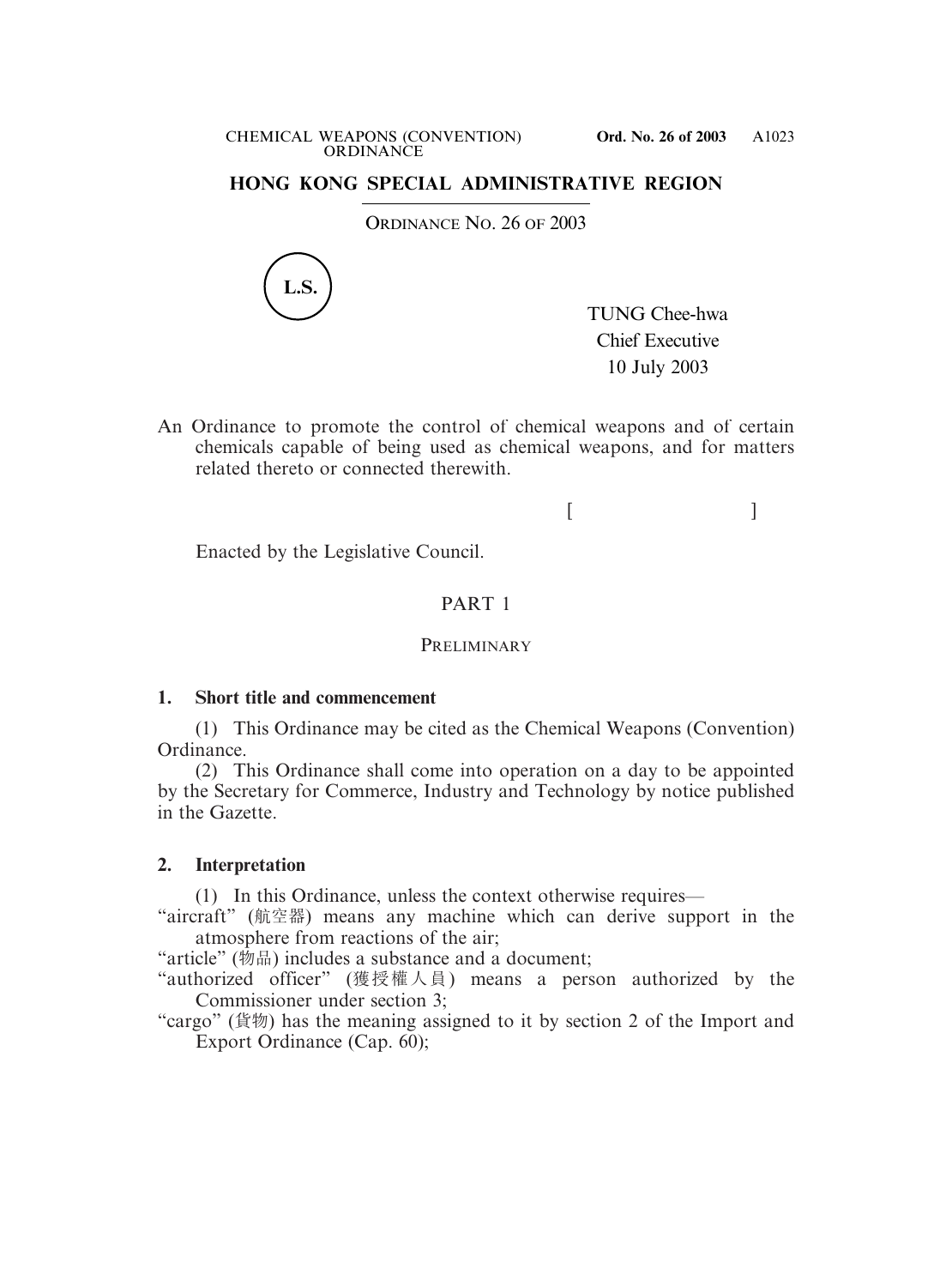## HONG KONG SPECIAL ADMINISTRATIVE REGION

ORDINANCE NO. 26 OF 2003

L.S.

TUNG Chee-hwa
Chief Executive
10 July 2003

An Ordinance to promote the control of chemical weapons and of certain chemicals capable of being used as chemical weapons, and for matters related thereto or connected therewith.

[ ]

Enacted by the Legislative Council.

## PART 1

### PRELIMINARY

**1. Short title and commencement**

(1) This Ordinance may be cited as the Chemical Weapons (Convention) Ordinance.

(2) This Ordinance shall come into operation on a day to be appointed by the Secretary for Commerce, Industry and Technology by notice published in the Gazette.

**2. Interpretation**

(1) In this Ordinance, unless the context otherwise requires—

"aircraft" (航空器) means any machine which can derive support in the atmosphere from reactions of the air;

"article" (物品) includes a substance and a document;

"authorized officer" (獲授權人員) means a person authorized by the Commissioner under section 3;

"cargo" (貨物) has the meaning assigned to it by section 2 of the Import and Export Ordinance (Cap. 60);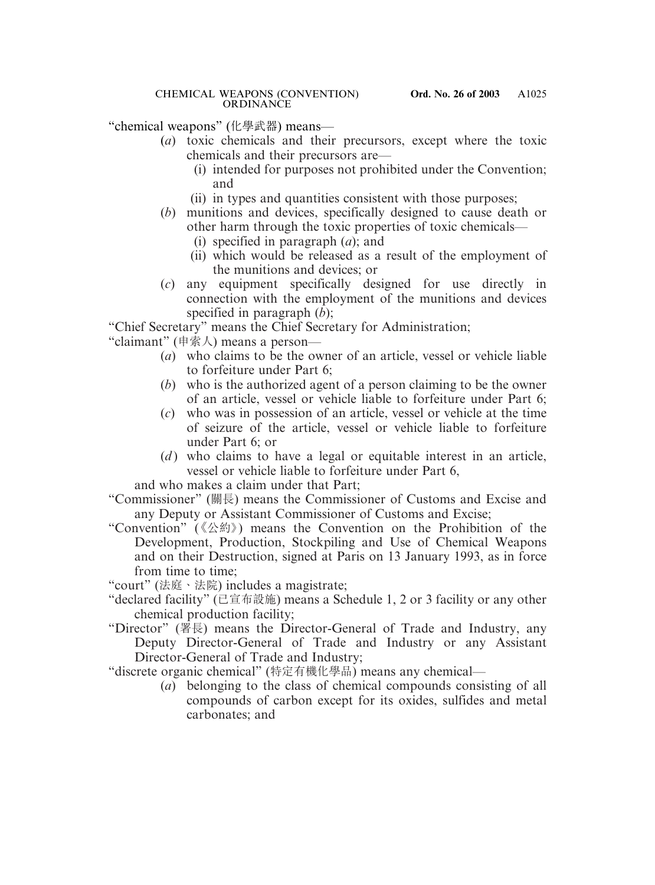"chemical weapons" (化學武器) means—

(*a*) toxic chemicals and their precursors, except where the toxic chemicals and their precursors are—

(i) intended for purposes not prohibited under the Convention; and

(ii) in types and quantities consistent with those purposes;

(*b*) munitions and devices, specifically designed to cause death or other harm through the toxic properties of toxic chemicals—

(i) specified in paragraph (*a*); and

(ii) which would be released as a result of the employment of the munitions and devices; or

(*c*) any equipment specifically designed for use directly in connection with the employment of the munitions and devices specified in paragraph (*b*);

"Chief Secretary" means the Chief Secretary for Administration;

"claimant" (申索人) means a person—

(*a*) who claims to be the owner of an article, vessel or vehicle liable to forfeiture under Part 6;

(*b*) who is the authorized agent of a person claiming to be the owner of an article, vessel or vehicle liable to forfeiture under Part 6;

(*c*) who was in possession of an article, vessel or vehicle at the time of seizure of the article, vessel or vehicle liable to forfeiture under Part 6; or

(*d*) who claims to have a legal or equitable interest in an article, vessel or vehicle liable to forfeiture under Part 6,

and who makes a claim under that Part;

"Commissioner" (關長) means the Commissioner of Customs and Excise and any Deputy or Assistant Commissioner of Customs and Excise;

"Convention" (《公約》) means the Convention on the Prohibition of the Development, Production, Stockpiling and Use of Chemical Weapons and on their Destruction, signed at Paris on 13 January 1993, as in force from time to time;

"court" (法庭、法院) includes a magistrate;

"declared facility" (已宣布設施) means a Schedule 1, 2 or 3 facility or any other chemical production facility;

"Director" (署長) means the Director-General of Trade and Industry, any Deputy Director-General of Trade and Industry or any Assistant Director-General of Trade and Industry;

"discrete organic chemical" (特定有機化學品) means any chemical—

(*a*) belonging to the class of chemical compounds consisting of all compounds of carbon except for its oxides, sulfides and metal carbonates; and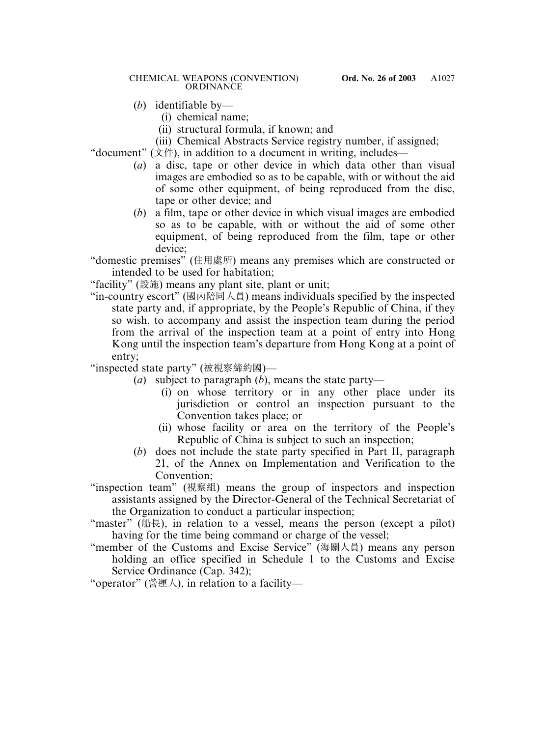(*b*) identifiable by—

(i) chemical name;

(ii) structural formula, if known; and

(iii) Chemical Abstracts Service registry number, if assigned;

"document" (文件), in addition to a document in writing, includes—

(*a*) a disc, tape or other device in which data other than visual images are embodied so as to be capable, with or without the aid of some other equipment, of being reproduced from the disc, tape or other device; and

(*b*) a film, tape or other device in which visual images are embodied so as to be capable, with or without the aid of some other equipment, of being reproduced from the film, tape or other device;

"domestic premises" (住用處所) means any premises which are constructed or intended to be used for habitation;

"facility" (設施) means any plant site, plant or unit;

"in-country escort" (國內陪同人員) means individuals specified by the inspected state party and, if appropriate, by the People's Republic of China, if they so wish, to accompany and assist the inspection team during the period from the arrival of the inspection team at a point of entry into Hong Kong until the inspection team's departure from Hong Kong at a point of entry;

"inspected state party" (被視察締約國)—

(*a*) subject to paragraph (*b*), means the state party—

(i) on whose territory or in any other place under its jurisdiction or control an inspection pursuant to the Convention takes place; or

(ii) whose facility or area on the territory of the People's Republic of China is subject to such an inspection;

(*b*) does not include the state party specified in Part II, paragraph 21, of the Annex on Implementation and Verification to the Convention;

"inspection team" (視察組) means the group of inspectors and inspection assistants assigned by the Director-General of the Technical Secretariat of the Organization to conduct a particular inspection;

"master" (船長), in relation to a vessel, means the person (except a pilot) having for the time being command or charge of the vessel;

"member of the Customs and Excise Service" (海關人員) means any person holding an office specified in Schedule 1 to the Customs and Excise Service Ordinance (Cap. 342);

"operator" (營運人), in relation to a facility—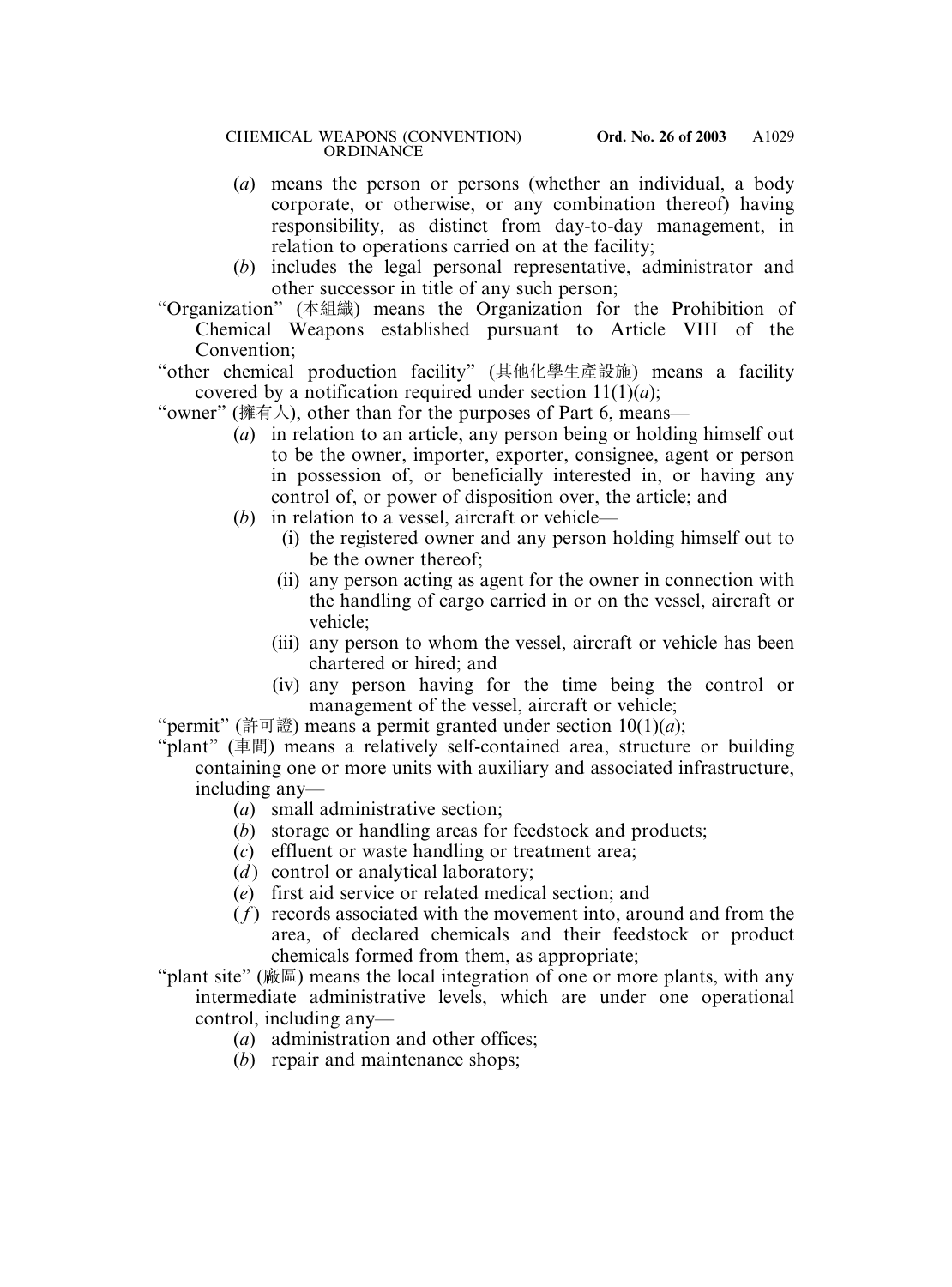(*a*) means the person or persons (whether an individual, a body corporate, or otherwise, or any combination thereof) having responsibility, as distinct from day-to-day management, in relation to operations carried on at the facility;

(*b*) includes the legal personal representative, administrator and other successor in title of any such person;

"Organization" (本組織) means the Organization for the Prohibition of Chemical Weapons established pursuant to Article VIII of the Convention;

"other chemical production facility" (其他化學生產設施) means a facility covered by a notification required under section 11(1)(*a*);

"owner" (擁有人), other than for the purposes of Part 6, means—

(*a*) in relation to an article, any person being or holding himself out to be the owner, importer, exporter, consignee, agent or person in possession of, or beneficially interested in, or having any control of, or power of disposition over, the article; and

(*b*) in relation to a vessel, aircraft or vehicle—

(i) the registered owner and any person holding himself out to be the owner thereof;

(ii) any person acting as agent for the owner in connection with the handling of cargo carried in or on the vessel, aircraft or vehicle;

(iii) any person to whom the vessel, aircraft or vehicle has been chartered or hired; and

(iv) any person having for the time being the control or management of the vessel, aircraft or vehicle;

"permit" (許可證) means a permit granted under section 10(1)(*a*);

"plant" (車間) means a relatively self-contained area, structure or building containing one or more units with auxiliary and associated infrastructure, including any—

(*a*) small administrative section;

(*b*) storage or handling areas for feedstock and products;

(*c*) effluent or waste handling or treatment area;

(*d*) control or analytical laboratory;

(*e*) first aid service or related medical section; and

(*f*) records associated with the movement into, around and from the area, of declared chemicals and their feedstock or product chemicals formed from them, as appropriate;

"plant site" (廠區) means the local integration of one or more plants, with any intermediate administrative levels, which are under one operational control, including any—

(*a*) administration and other offices;

(*b*) repair and maintenance shops;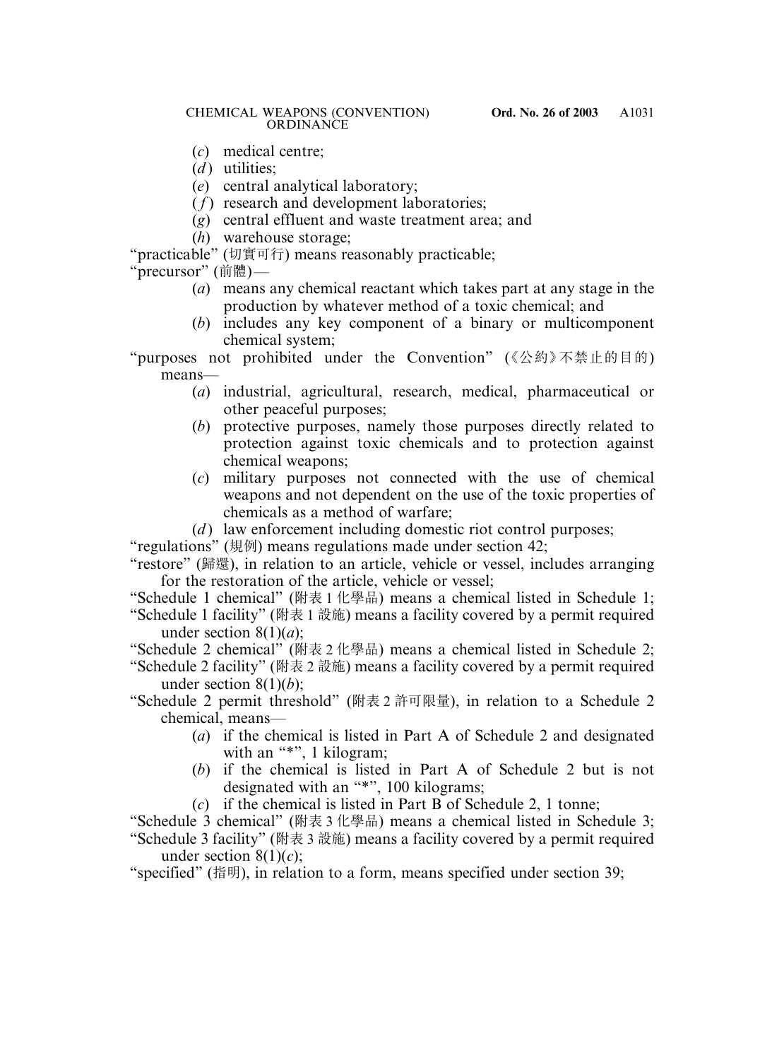(*c*) medical centre;

(*d*) utilities;

(*e*) central analytical laboratory;

(*f*) research and development laboratories;

(*g*) central effluent and waste treatment area; and

(*h*) warehouse storage;

"practicable" (切實可行) means reasonably practicable;

"precursor" (前體)—

(*a*) means any chemical reactant which takes part at any stage in the production by whatever method of a toxic chemical; and

(*b*) includes any key component of a binary or multicomponent chemical system;

"purposes not prohibited under the Convention" (《公約》不禁止的目的) means—

(*a*) industrial, agricultural, research, medical, pharmaceutical or other peaceful purposes;

(*b*) protective purposes, namely those purposes directly related to protection against toxic chemicals and to protection against chemical weapons;

(*c*) military purposes not connected with the use of chemical weapons and not dependent on the use of the toxic properties of chemicals as a method of warfare;

(*d*) law enforcement including domestic riot control purposes;

"regulations" (規例) means regulations made under section 42;

"restore" (歸還), in relation to an article, vehicle or vessel, includes arranging for the restoration of the article, vehicle or vessel;

"Schedule 1 chemical" (附表 1 化學品) means a chemical listed in Schedule 1;

"Schedule 1 facility" (附表 1 設施) means a facility covered by a permit required under section 8(1)(*a*);

"Schedule 2 chemical" (附表 2 化學品) means a chemical listed in Schedule 2;

"Schedule 2 facility" (附表 2 設施) means a facility covered by a permit required under section 8(1)(*b*);

"Schedule 2 permit threshold" (附表 2 許可限量), in relation to a Schedule 2 chemical, means—

(*a*) if the chemical is listed in Part A of Schedule 2 and designated with an "*", 1 kilogram;

(*b*) if the chemical is listed in Part A of Schedule 2 but is not designated with an "*", 100 kilograms;

(*c*) if the chemical is listed in Part B of Schedule 2, 1 tonne;

"Schedule 3 chemical" (附表 3 化學品) means a chemical listed in Schedule 3;

"Schedule 3 facility" (附表 3 設施) means a facility covered by a permit required under section 8(1)(*c*);

"specified" (指明), in relation to a form, means specified under section 39;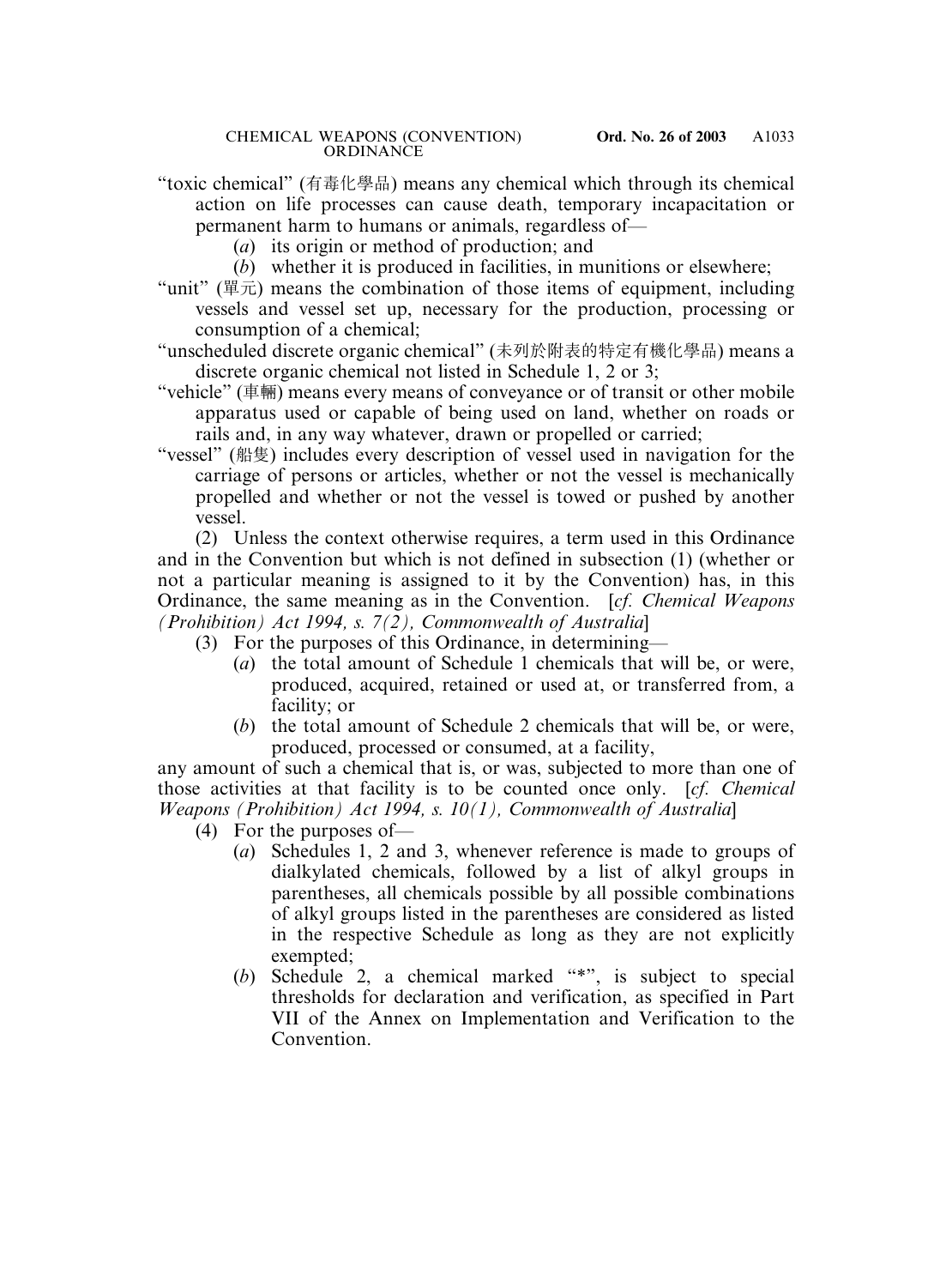"toxic chemical" (有毒化學品) means any chemical which through its chemical action on life processes can cause death, temporary incapacitation or permanent harm to humans or animals, regardless of—

(*a*) its origin or method of production; and

(*b*) whether it is produced in facilities, in munitions or elsewhere;

"unit" (單元) means the combination of those items of equipment, including vessels and vessel set up, necessary for the production, processing or consumption of a chemical;

"unscheduled discrete organic chemical" (未列於附表的特定有機化學品) means a discrete organic chemical not listed in Schedule 1, 2 or 3;

"vehicle" (車輛) means every means of conveyance or of transit or other mobile apparatus used or capable of being used on land, whether on roads or rails and, in any way whatever, drawn or propelled or carried;

"vessel" (船隻) includes every description of vessel used in navigation for the carriage of persons or articles, whether or not the vessel is mechanically propelled and whether or not the vessel is towed or pushed by another vessel.

(2) Unless the context otherwise requires, a term used in this Ordinance and in the Convention but which is not defined in subsection (1) (whether or not a particular meaning is assigned to it by the Convention) has, in this Ordinance, the same meaning as in the Convention. [*cf. Chemical Weapons (Prohibition) Act 1994, s. 7(2), Commonwealth of Australia*]

(3) For the purposes of this Ordinance, in determining—

(*a*) the total amount of Schedule 1 chemicals that will be, or were, produced, acquired, retained or used at, or transferred from, a facility; or

(*b*) the total amount of Schedule 2 chemicals that will be, or were, produced, processed or consumed, at a facility,

any amount of such a chemical that is, or was, subjected to more than one of those activities at that facility is to be counted once only. [*cf. Chemical Weapons (Prohibition) Act 1994, s. 10(1), Commonwealth of Australia*]

(4) For the purposes of—

(*a*) Schedules 1, 2 and 3, whenever reference is made to groups of dialkylated chemicals, followed by a list of alkyl groups in parentheses, all chemicals possible by all possible combinations of alkyl groups listed in the parentheses are considered as listed in the respective Schedule as long as they are not explicitly exempted;

(*b*) Schedule 2, a chemical marked "*", is subject to special thresholds for declaration and verification, as specified in Part VII of the Annex on Implementation and Verification to the Convention.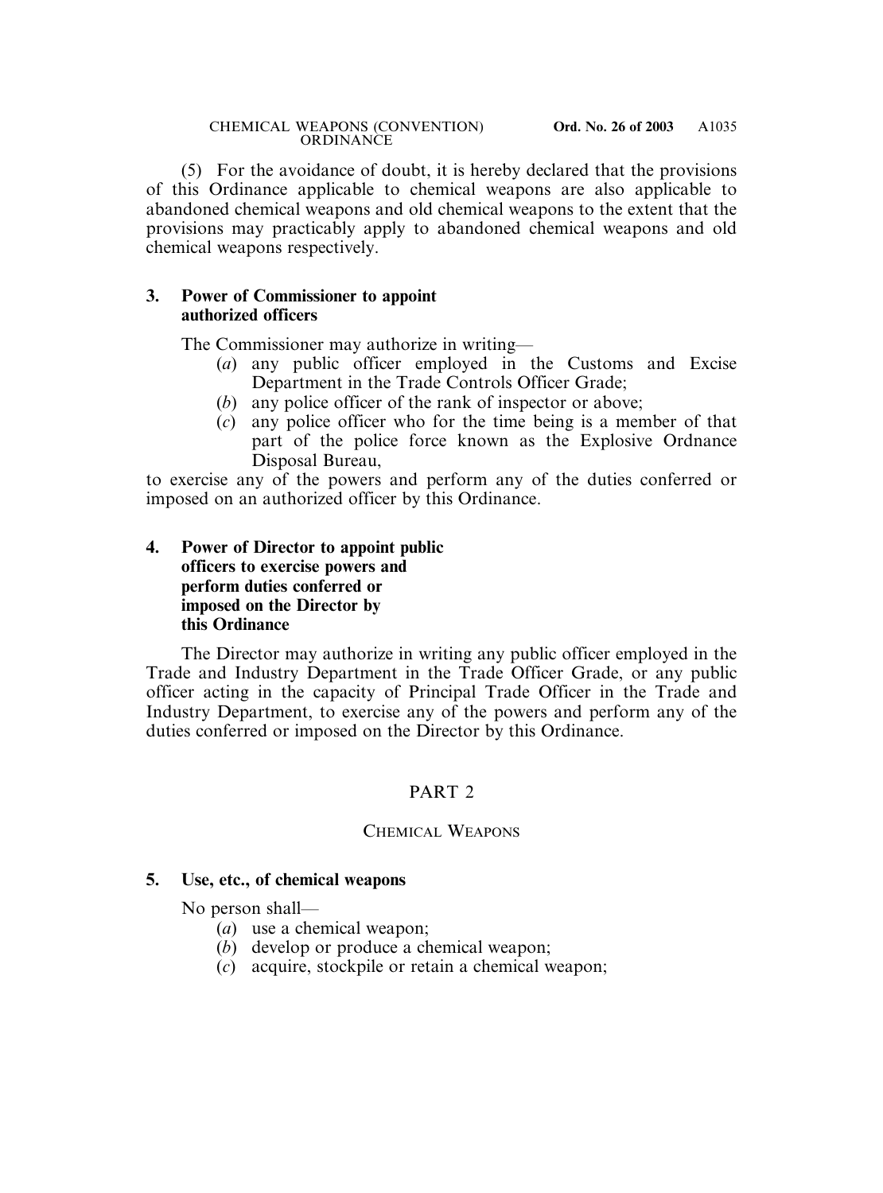(5) For the avoidance of doubt, it is hereby declared that the provisions of this Ordinance applicable to chemical weapons are also applicable to abandoned chemical weapons and old chemical weapons to the extent that the provisions may practicably apply to abandoned chemical weapons and old chemical weapons respectively.

**3. Power of Commissioner to appoint authorized officers**

The Commissioner may authorize in writing—

(*a*) any public officer employed in the Customs and Excise Department in the Trade Controls Officer Grade;

(*b*) any police officer of the rank of inspector or above;

(*c*) any police officer who for the time being is a member of that part of the police force known as the Explosive Ordnance Disposal Bureau,

to exercise any of the powers and perform any of the duties conferred or imposed on an authorized officer by this Ordinance.

**4. Power of Director to appoint public officers to exercise powers and perform duties conferred or imposed on the Director by this Ordinance**

The Director may authorize in writing any public officer employed in the Trade and Industry Department in the Trade Officer Grade, or any public officer acting in the capacity of Principal Trade Officer in the Trade and Industry Department, to exercise any of the powers and perform any of the duties conferred or imposed on the Director by this Ordinance.

## PART 2

## CHEMICAL WEAPONS

**5. Use, etc., of chemical weapons**

No person shall—

(*a*) use a chemical weapon;

(*b*) develop or produce a chemical weapon;

(*c*) acquire, stockpile or retain a chemical weapon;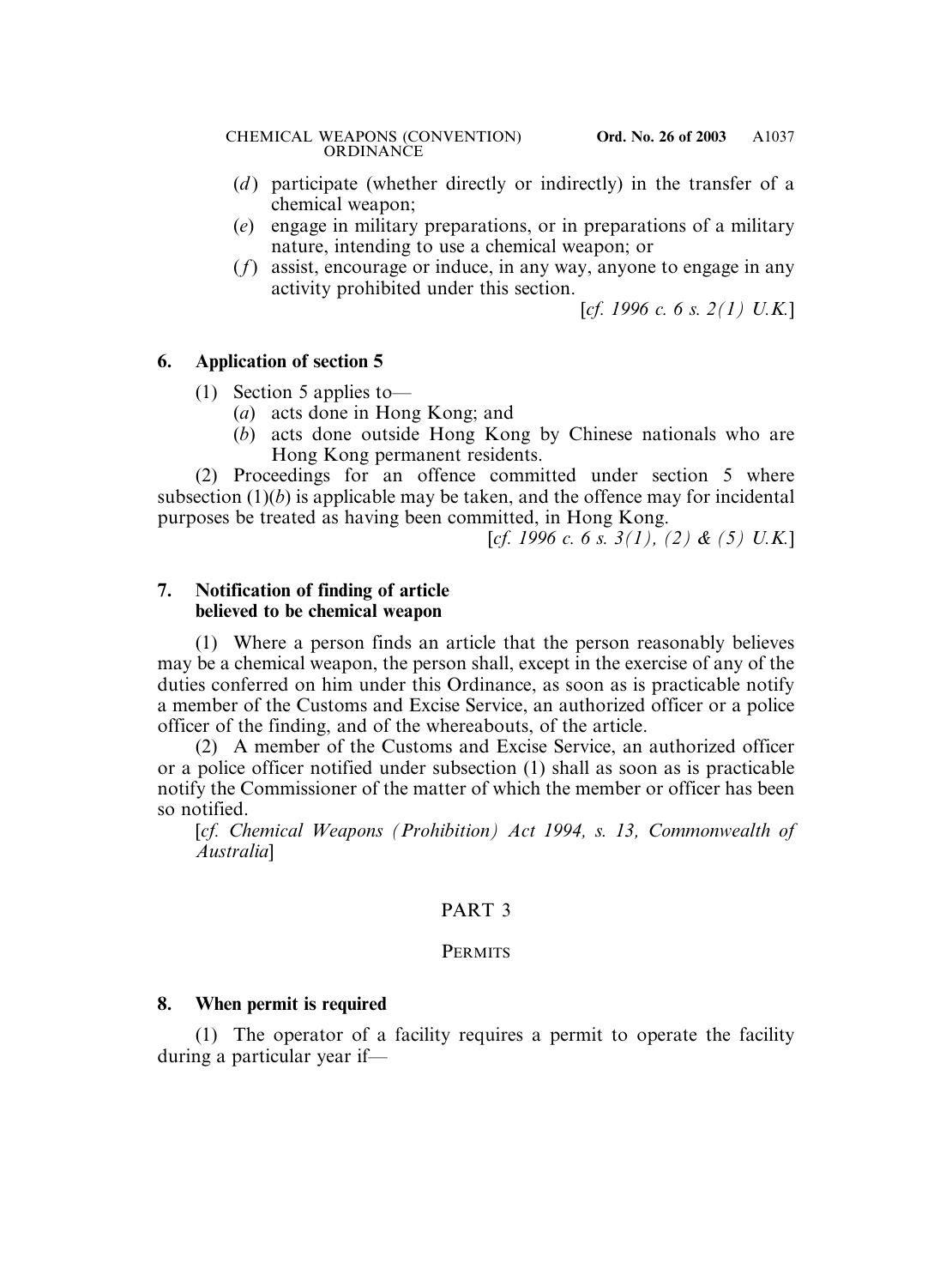(*d*) participate (whether directly or indirectly) in the transfer of a chemical weapon;

(*e*) engage in military preparations, or in preparations of a military nature, intending to use a chemical weapon; or

(*f*) assist, encourage or induce, in any way, anyone to engage in any activity prohibited under this section.

[*cf. 1996 c. 6 s. 2(1) U.K.*]

**6. Application of section 5**

(1) Section 5 applies to—

(*a*) acts done in Hong Kong; and

(*b*) acts done outside Hong Kong by Chinese nationals who are Hong Kong permanent residents.

(2) Proceedings for an offence committed under section 5 where subsection (1)(*b*) is applicable may be taken, and the offence may for incidental purposes be treated as having been committed, in Hong Kong.

[*cf. 1996 c. 6 s. 3(1), (2) & (5) U.K.*]

**7. Notification of finding of article believed to be chemical weapon**

(1) Where a person finds an article that the person reasonably believes may be a chemical weapon, the person shall, except in the exercise of any of the duties conferred on him under this Ordinance, as soon as is practicable notify a member of the Customs and Excise Service, an authorized officer or a police officer of the finding, and of the whereabouts, of the article.

(2) A member of the Customs and Excise Service, an authorized officer or a police officer notified under subsection (1) shall as soon as is practicable notify the Commissioner of the matter of which the member or officer has been so notified.

[*cf. Chemical Weapons (Prohibition) Act 1994, s. 13, Commonwealth of Australia*]

## PART 3

## PERMITS

**8. When permit is required**

(1) The operator of a facility requires a permit to operate the facility during a particular year if—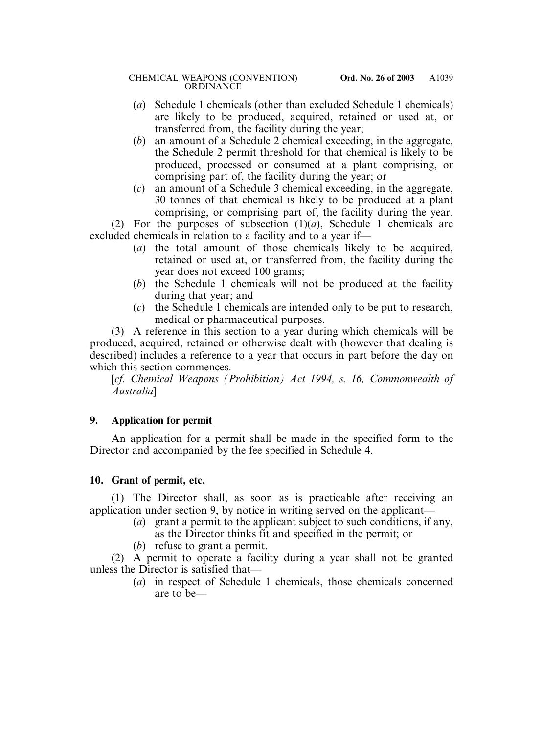(a) Schedule 1 chemicals (other than excluded Schedule 1 chemicals) are likely to be produced, acquired, retained or used at, or transferred from, the facility during the year;

(b) an amount of a Schedule 2 chemical exceeding, in the aggregate, the Schedule 2 permit threshold for that chemical is likely to be produced, processed or consumed at a plant comprising, or comprising part of, the facility during the year; or

(c) an amount of a Schedule 3 chemical exceeding, in the aggregate, 30 tonnes of that chemical is likely to be produced at a plant comprising, or comprising part of, the facility during the year.

(2) For the purposes of subsection (1)(a), Schedule 1 chemicals are excluded chemicals in relation to a facility and to a year if—

(a) the total amount of those chemicals likely to be acquired, retained or used at, or transferred from, the facility during the year does not exceed 100 grams;

(b) the Schedule 1 chemicals will not be produced at the facility during that year; and

(c) the Schedule 1 chemicals are intended only to be put to research, medical or pharmaceutical purposes.

(3) A reference in this section to a year during which chemicals will be produced, acquired, retained or otherwise dealt with (however that dealing is described) includes a reference to a year that occurs in part before the day on which this section commences.

[*cf. Chemical Weapons (Prohibition) Act 1994, s. 16, Commonwealth of Australia*]

**9. Application for permit**

An application for a permit shall be made in the specified form to the Director and accompanied by the fee specified in Schedule 4.

**10. Grant of permit, etc.**

(1) The Director shall, as soon as is practicable after receiving an application under section 9, by notice in writing served on the applicant—

(a) grant a permit to the applicant subject to such conditions, if any, as the Director thinks fit and specified in the permit; or

(b) refuse to grant a permit.

(2) A permit to operate a facility during a year shall not be granted unless the Director is satisfied that—

(a) in respect of Schedule 1 chemicals, those chemicals concerned are to be—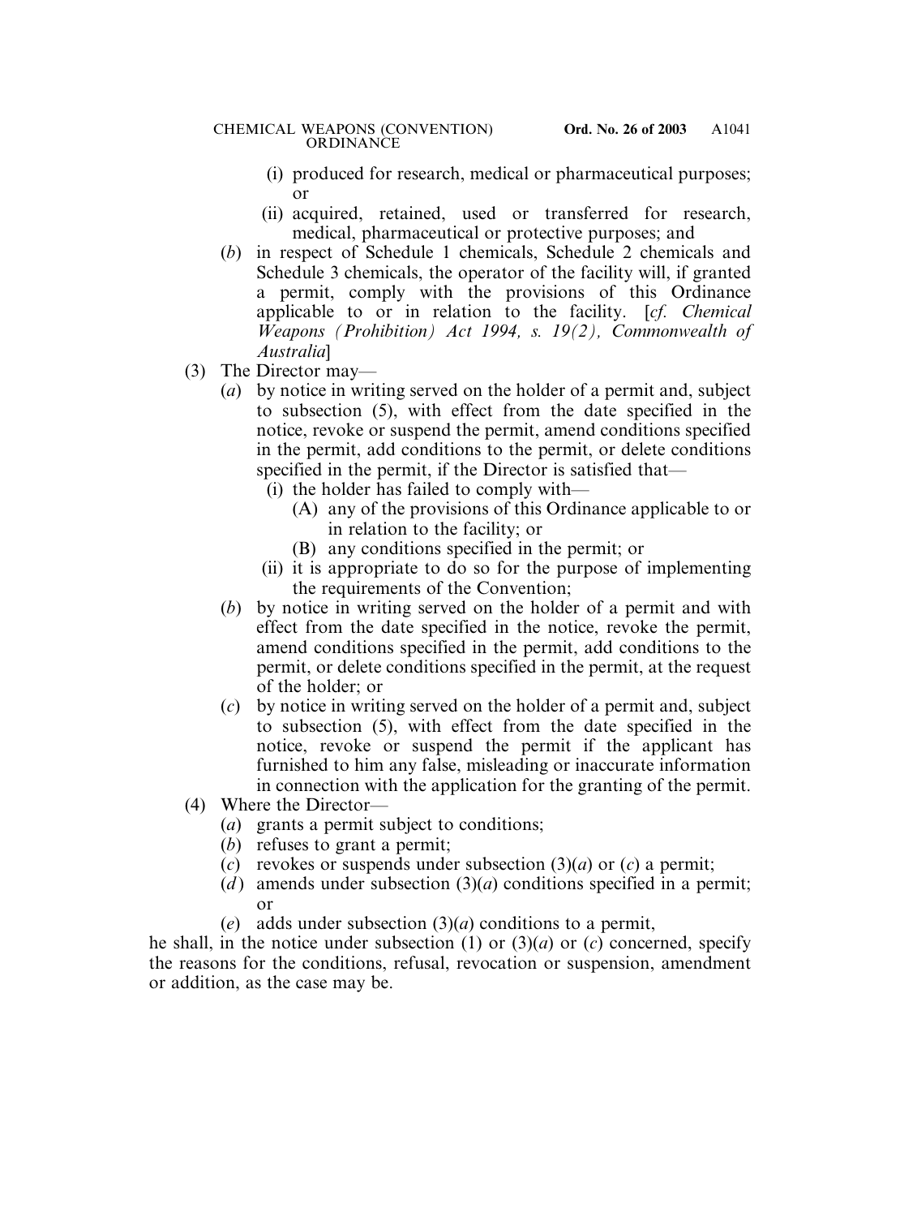(i) produced for research, medical or pharmaceutical purposes; or

(ii) acquired, retained, used or transferred for research, medical, pharmaceutical or protective purposes; and

(*b*) in respect of Schedule 1 chemicals, Schedule 2 chemicals and Schedule 3 chemicals, the operator of the facility will, if granted a permit, comply with the provisions of this Ordinance applicable to or in relation to the facility. [*cf. Chemical Weapons (Prohibition) Act 1994, s. 19(2), Commonwealth of Australia*]

(3) The Director may—

(*a*) by notice in writing served on the holder of a permit and, subject to subsection (5), with effect from the date specified in the notice, revoke or suspend the permit, amend conditions specified in the permit, add conditions to the permit, or delete conditions specified in the permit, if the Director is satisfied that—

(i) the holder has failed to comply with—

(A) any of the provisions of this Ordinance applicable to or in relation to the facility; or

(B) any conditions specified in the permit; or

(ii) it is appropriate to do so for the purpose of implementing the requirements of the Convention;

(*b*) by notice in writing served on the holder of a permit and with effect from the date specified in the notice, revoke the permit, amend conditions specified in the permit, add conditions to the permit, or delete conditions specified in the permit, at the request of the holder; or

(*c*) by notice in writing served on the holder of a permit and, subject to subsection (5), with effect from the date specified in the notice, revoke or suspend the permit if the applicant has furnished to him any false, misleading or inaccurate information in connection with the application for the granting of the permit.

(4) Where the Director—

(*a*) grants a permit subject to conditions;

(*b*) refuses to grant a permit;

(*c*) revokes or suspends under subsection (3)(*a*) or (*c*) a permit;

(*d*) amends under subsection (3)(*a*) conditions specified in a permit; or

(*e*) adds under subsection (3)(*a*) conditions to a permit,

he shall, in the notice under subsection (1) or (3)(*a*) or (*c*) concerned, specify the reasons for the conditions, refusal, revocation or suspension, amendment or addition, as the case may be.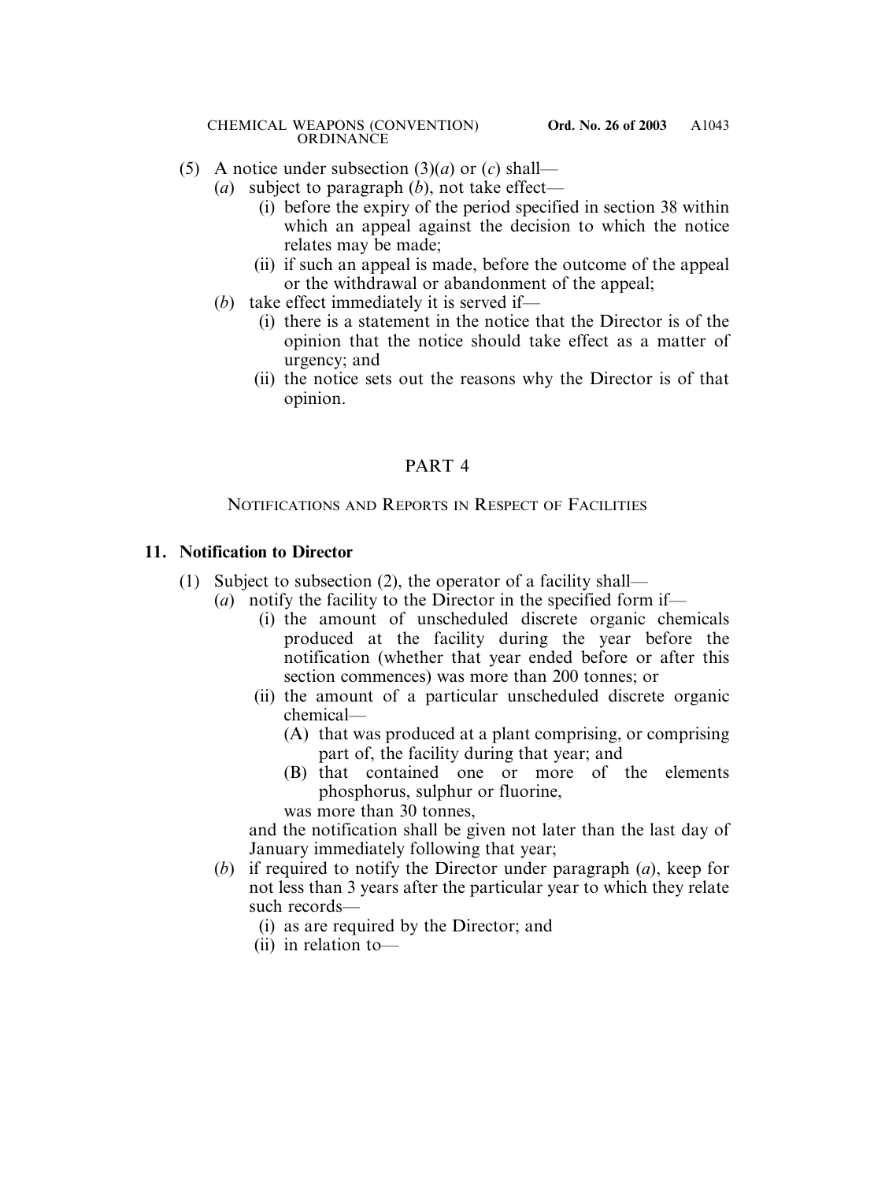(5) A notice under subsection (3)(*a*) or (*c*) shall—

(*a*) subject to paragraph (*b*), not take effect—

(i) before the expiry of the period specified in section 38 within which an appeal against the decision to which the notice relates may be made;

(ii) if such an appeal is made, before the outcome of the appeal or the withdrawal or abandonment of the appeal;

(*b*) take effect immediately it is served if—

(i) there is a statement in the notice that the Director is of the opinion that the notice should take effect as a matter of urgency; and

(ii) the notice sets out the reasons why the Director is of that opinion.

## PART 4

## NOTIFICATIONS AND REPORTS IN RESPECT OF FACILITIES

### 11. Notification to Director

(1) Subject to subsection (2), the operator of a facility shall—

(*a*) notify the facility to the Director in the specified form if—

(i) the amount of unscheduled discrete organic chemicals produced at the facility during the year before the notification (whether that year ended before or after this section commences) was more than 200 tonnes; or

(ii) the amount of a particular unscheduled discrete organic chemical—

(A) that was produced at a plant comprising, or comprising part of, the facility during that year; and

(B) that contained one or more of the elements phosphorus, sulphur or fluorine,

was more than 30 tonnes,

and the notification shall be given not later than the last day of January immediately following that year;

(*b*) if required to notify the Director under paragraph (*a*), keep for not less than 3 years after the particular year to which they relate such records—

(i) as are required by the Director; and

(ii) in relation to—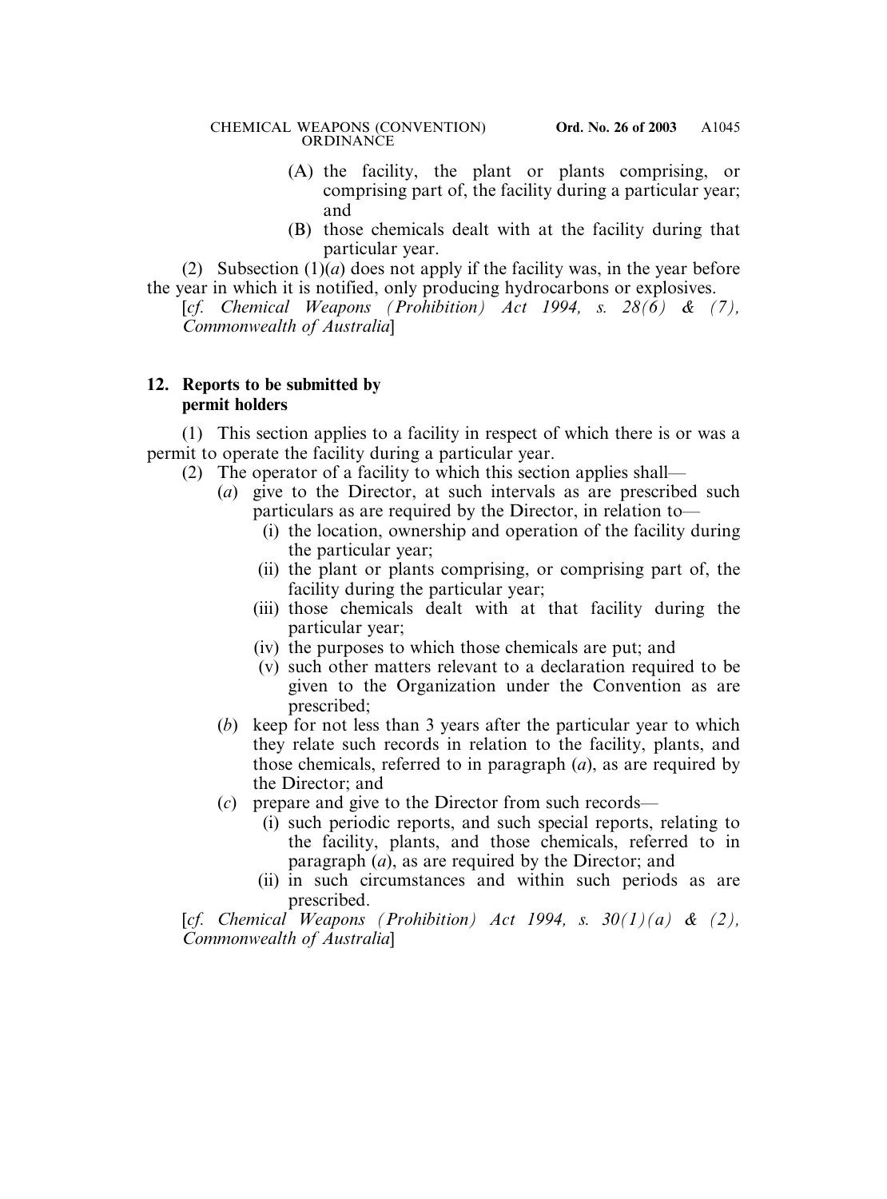(A) the facility, the plant or plants comprising, or comprising part of, the facility during a particular year; and

(B) those chemicals dealt with at the facility during that particular year.

(2) Subsection (1)(*a*) does not apply if the facility was, in the year before the year in which it is notified, only producing hydrocarbons or explosives.

[*cf. Chemical Weapons (Prohibition) Act 1994, s. 28(6) & (7), Commonwealth of Australia*]

**12. Reports to be submitted by permit holders**

(1) This section applies to a facility in respect of which there is or was a permit to operate the facility during a particular year.

(2) The operator of a facility to which this section applies shall—

(*a*) give to the Director, at such intervals as are prescribed such particulars as are required by the Director, in relation to—

(i) the location, ownership and operation of the facility during the particular year;

(ii) the plant or plants comprising, or comprising part of, the facility during the particular year;

(iii) those chemicals dealt with at that facility during the particular year;

(iv) the purposes to which those chemicals are put; and

(v) such other matters relevant to a declaration required to be given to the Organization under the Convention as are prescribed;

(*b*) keep for not less than 3 years after the particular year to which they relate such records in relation to the facility, plants, and those chemicals, referred to in paragraph (*a*), as are required by the Director; and

(*c*) prepare and give to the Director from such records—

(i) such periodic reports, and such special reports, relating to the facility, plants, and those chemicals, referred to in paragraph (*a*), as are required by the Director; and

(ii) in such circumstances and within such periods as are prescribed.

[*cf. Chemical Weapons (Prohibition) Act 1994, s. 30(1)(a) & (2), Commonwealth of Australia*]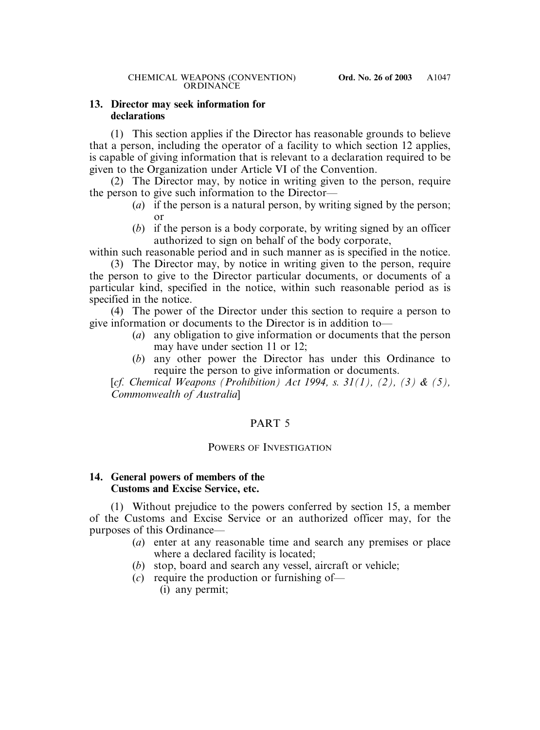### 13. Director may seek information for declarations

(1) This section applies if the Director has reasonable grounds to believe that a person, including the operator of a facility to which section 12 applies, is capable of giving information that is relevant to a declaration required to be given to the Organization under Article VI of the Convention.

(2) The Director may, by notice in writing given to the person, require the person to give such information to the Director—

- (*a*) if the person is a natural person, by writing signed by the person; or
- (*b*) if the person is a body corporate, by writing signed by an officer authorized to sign on behalf of the body corporate,

within such reasonable period and in such manner as is specified in the notice.

(3) The Director may, by notice in writing given to the person, require the person to give to the Director particular documents, or documents of a particular kind, specified in the notice, within such reasonable period as is specified in the notice.

(4) The power of the Director under this section to require a person to give information or documents to the Director is in addition to—

- (*a*) any obligation to give information or documents that the person may have under section 11 or 12;
- (*b*) any other power the Director has under this Ordinance to require the person to give information or documents.

[*cf. Chemical Weapons (Prohibition) Act 1994, s. 31(1), (2), (3) & (5), Commonwealth of Australia*]

## PART 5

## POWERS OF INVESTIGATION

### 14. General powers of members of the Customs and Excise Service, etc.

(1) Without prejudice to the powers conferred by section 15, a member of the Customs and Excise Service or an authorized officer may, for the purposes of this Ordinance—

- (*a*) enter at any reasonable time and search any premises or place where a declared facility is located;
- (*b*) stop, board and search any vessel, aircraft or vehicle;
- (*c*) require the production or furnishing of—
  - (i) any permit;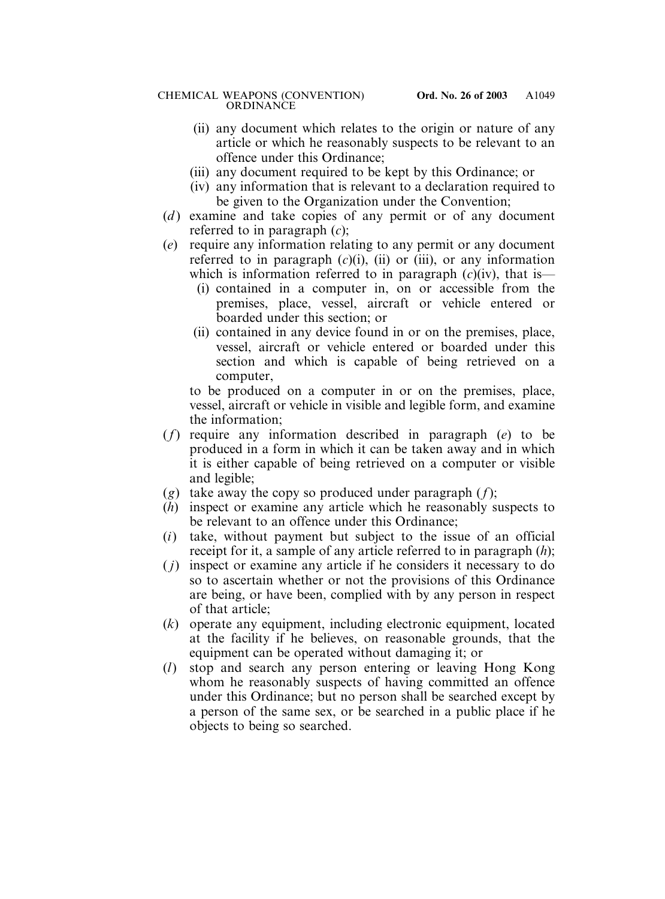(ii) any document which relates to the origin or nature of any article or which he reasonably suspects to be relevant to an offence under this Ordinance;

(iii) any document required to be kept by this Ordinance; or

(iv) any information that is relevant to a declaration required to be given to the Organization under the Convention;

(*d*) examine and take copies of any permit or of any document referred to in paragraph (*c*);

(*e*) require any information relating to any permit or any document referred to in paragraph (*c*)(i), (ii) or (iii), or any information which is information referred to in paragraph (*c*)(iv), that is—

(i) contained in a computer in, on or accessible from the premises, place, vessel, aircraft or vehicle entered or boarded under this section; or

(ii) contained in any device found in or on the premises, place, vessel, aircraft or vehicle entered or boarded under this section and which is capable of being retrieved on a computer,

to be produced on a computer in or on the premises, place, vessel, aircraft or vehicle in visible and legible form, and examine the information;

(*f*) require any information described in paragraph (*e*) to be produced in a form in which it can be taken away and in which it is either capable of being retrieved on a computer or visible and legible;

(*g*) take away the copy so produced under paragraph (*f*);

(*h*) inspect or examine any article which he reasonably suspects to be relevant to an offence under this Ordinance;

(*i*) take, without payment but subject to the issue of an official receipt for it, a sample of any article referred to in paragraph (*h*);

(*j*) inspect or examine any article if he considers it necessary to do so to ascertain whether or not the provisions of this Ordinance are being, or have been, complied with by any person in respect of that article;

(*k*) operate any equipment, including electronic equipment, located at the facility if he believes, on reasonable grounds, that the equipment can be operated without damaging it; or

(*l*) stop and search any person entering or leaving Hong Kong whom he reasonably suspects of having committed an offence under this Ordinance; but no person shall be searched except by a person of the same sex, or be searched in a public place if he objects to being so searched.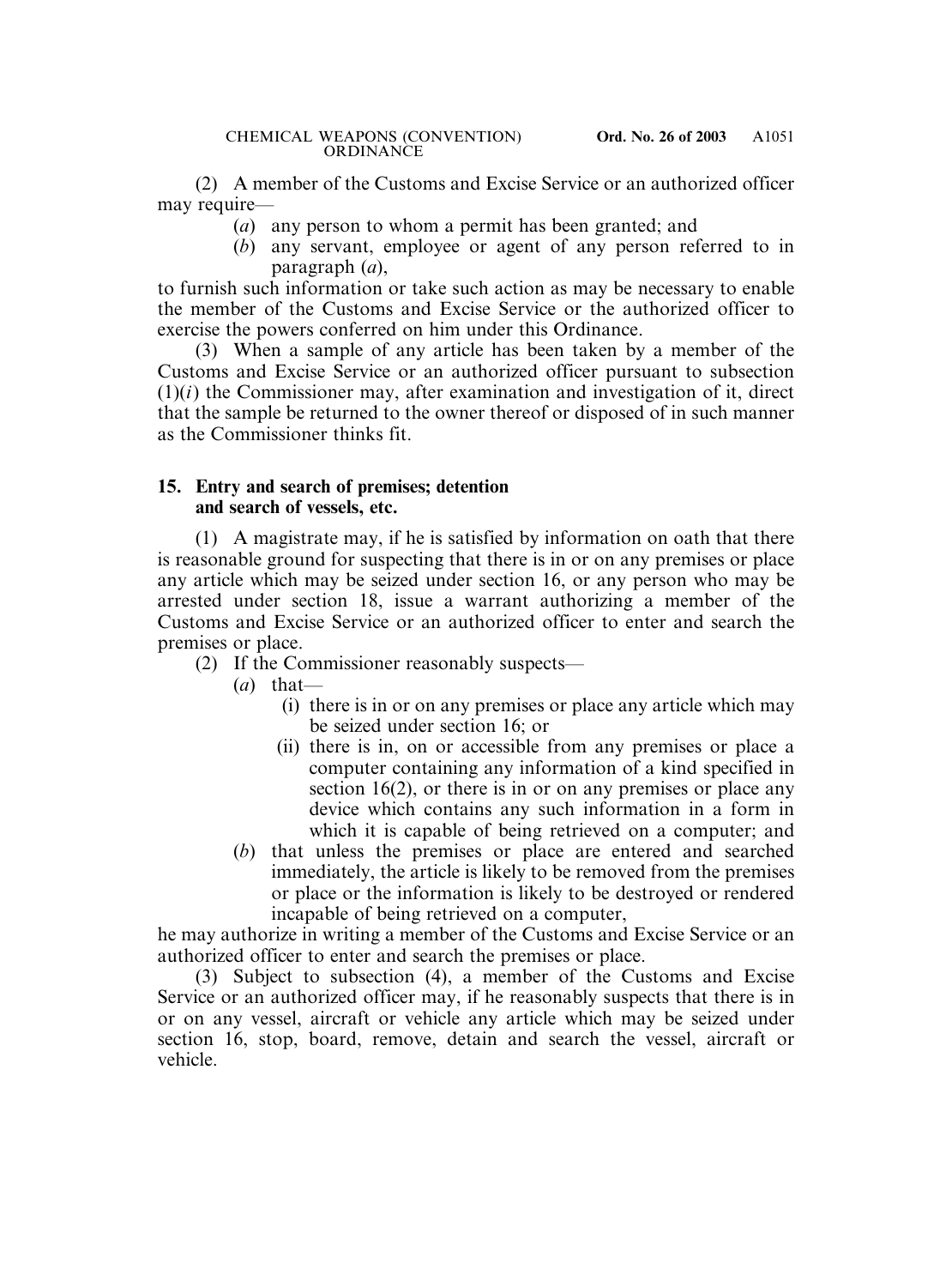(2) A member of the Customs and Excise Service or an authorized officer may require—

(*a*) any person to whom a permit has been granted; and

(*b*) any servant, employee or agent of any person referred to in paragraph (*a*),

to furnish such information or take such action as may be necessary to enable the member of the Customs and Excise Service or the authorized officer to exercise the powers conferred on him under this Ordinance.

(3) When a sample of any article has been taken by a member of the Customs and Excise Service or an authorized officer pursuant to subsection (1)(*i*) the Commissioner may, after examination and investigation of it, direct that the sample be returned to the owner thereof or disposed of in such manner as the Commissioner thinks fit.

**15. Entry and search of premises; detention and search of vessels, etc.**

(1) A magistrate may, if he is satisfied by information on oath that there is reasonable ground for suspecting that there is in or on any premises or place any article which may be seized under section 16, or any person who may be arrested under section 18, issue a warrant authorizing a member of the Customs and Excise Service or an authorized officer to enter and search the premises or place.

(2) If the Commissioner reasonably suspects—

(*a*) that—

(i) there is in or on any premises or place any article which may be seized under section 16; or

(ii) there is in, on or accessible from any premises or place a computer containing any information of a kind specified in section 16(2), or there is in or on any premises or place any device which contains any such information in a form in which it is capable of being retrieved on a computer; and

(*b*) that unless the premises or place are entered and searched immediately, the article is likely to be removed from the premises or place or the information is likely to be destroyed or rendered incapable of being retrieved on a computer,

he may authorize in writing a member of the Customs and Excise Service or an authorized officer to enter and search the premises or place.

(3) Subject to subsection (4), a member of the Customs and Excise Service or an authorized officer may, if he reasonably suspects that there is in or on any vessel, aircraft or vehicle any article which may be seized under section 16, stop, board, remove, detain and search the vessel, aircraft or vehicle.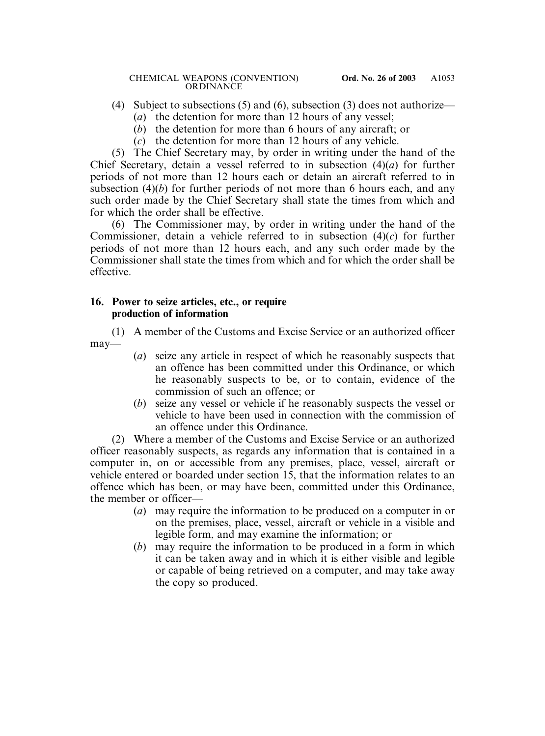(4) Subject to subsections (5) and (6), subsection (3) does not authorize—

(*a*) the detention for more than 12 hours of any vessel;

(*b*) the detention for more than 6 hours of any aircraft; or

(*c*) the detention for more than 12 hours of any vehicle.

(5) The Chief Secretary may, by order in writing under the hand of the Chief Secretary, detain a vessel referred to in subsection (4)(*a*) for further periods of not more than 12 hours each or detain an aircraft referred to in subsection (4)(*b*) for further periods of not more than 6 hours each, and any such order made by the Chief Secretary shall state the times from which and for which the order shall be effective.

(6) The Commissioner may, by order in writing under the hand of the Commissioner, detain a vehicle referred to in subsection (4)(*c*) for further periods of not more than 12 hours each, and any such order made by the Commissioner shall state the times from which and for which the order shall be effective.

**16. Power to seize articles, etc., or require production of information**

(1) A member of the Customs and Excise Service or an authorized officer may—

(*a*) seize any article in respect of which he reasonably suspects that an offence has been committed under this Ordinance, or which he reasonably suspects to be, or to contain, evidence of the commission of such an offence; or

(*b*) seize any vessel or vehicle if he reasonably suspects the vessel or vehicle to have been used in connection with the commission of an offence under this Ordinance.

(2) Where a member of the Customs and Excise Service or an authorized officer reasonably suspects, as regards any information that is contained in a computer in, on or accessible from any premises, place, vessel, aircraft or vehicle entered or boarded under section 15, that the information relates to an offence which has been, or may have been, committed under this Ordinance, the member or officer—

(*a*) may require the information to be produced on a computer in or on the premises, place, vessel, aircraft or vehicle in a visible and legible form, and may examine the information; or

(*b*) may require the information to be produced in a form in which it can be taken away and in which it is either visible and legible or capable of being retrieved on a computer, and may take away the copy so produced.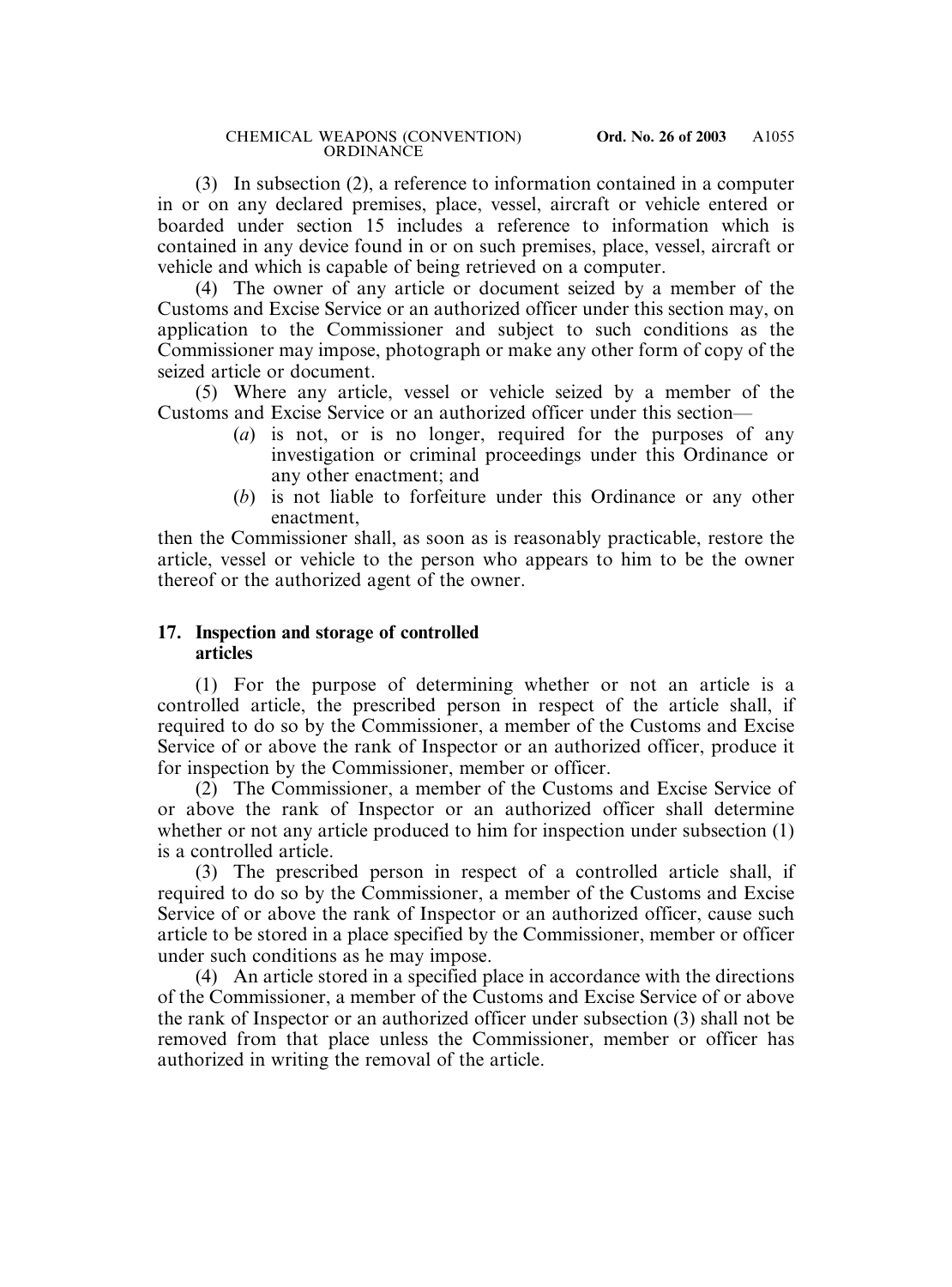(3) In subsection (2), a reference to information contained in a computer in or on any declared premises, place, vessel, aircraft or vehicle entered or boarded under section 15 includes a reference to information which is contained in any device found in or on such premises, place, vessel, aircraft or vehicle and which is capable of being retrieved on a computer.

(4) The owner of any article or document seized by a member of the Customs and Excise Service or an authorized officer under this section may, on application to the Commissioner and subject to such conditions as the Commissioner may impose, photograph or make any other form of copy of the seized article or document.

(5) Where any article, vessel or vehicle seized by a member of the Customs and Excise Service or an authorized officer under this section—

- (*a*) is not, or is no longer, required for the purposes of any investigation or criminal proceedings under this Ordinance or any other enactment; and
- (*b*) is not liable to forfeiture under this Ordinance or any other enactment,

then the Commissioner shall, as soon as is reasonably practicable, restore the article, vessel or vehicle to the person who appears to him to be the owner thereof or the authorized agent of the owner.

**17. Inspection and storage of controlled articles**

(1) For the purpose of determining whether or not an article is a controlled article, the prescribed person in respect of the article shall, if required to do so by the Commissioner, a member of the Customs and Excise Service of or above the rank of Inspector or an authorized officer, produce it for inspection by the Commissioner, member or officer.

(2) The Commissioner, a member of the Customs and Excise Service of or above the rank of Inspector or an authorized officer shall determine whether or not any article produced to him for inspection under subsection (1) is a controlled article.

(3) The prescribed person in respect of a controlled article shall, if required to do so by the Commissioner, a member of the Customs and Excise Service of or above the rank of Inspector or an authorized officer, cause such article to be stored in a place specified by the Commissioner, member or officer under such conditions as he may impose.

(4) An article stored in a specified place in accordance with the directions of the Commissioner, a member of the Customs and Excise Service of or above the rank of Inspector or an authorized officer under subsection (3) shall not be removed from that place unless the Commissioner, member or officer has authorized in writing the removal of the article.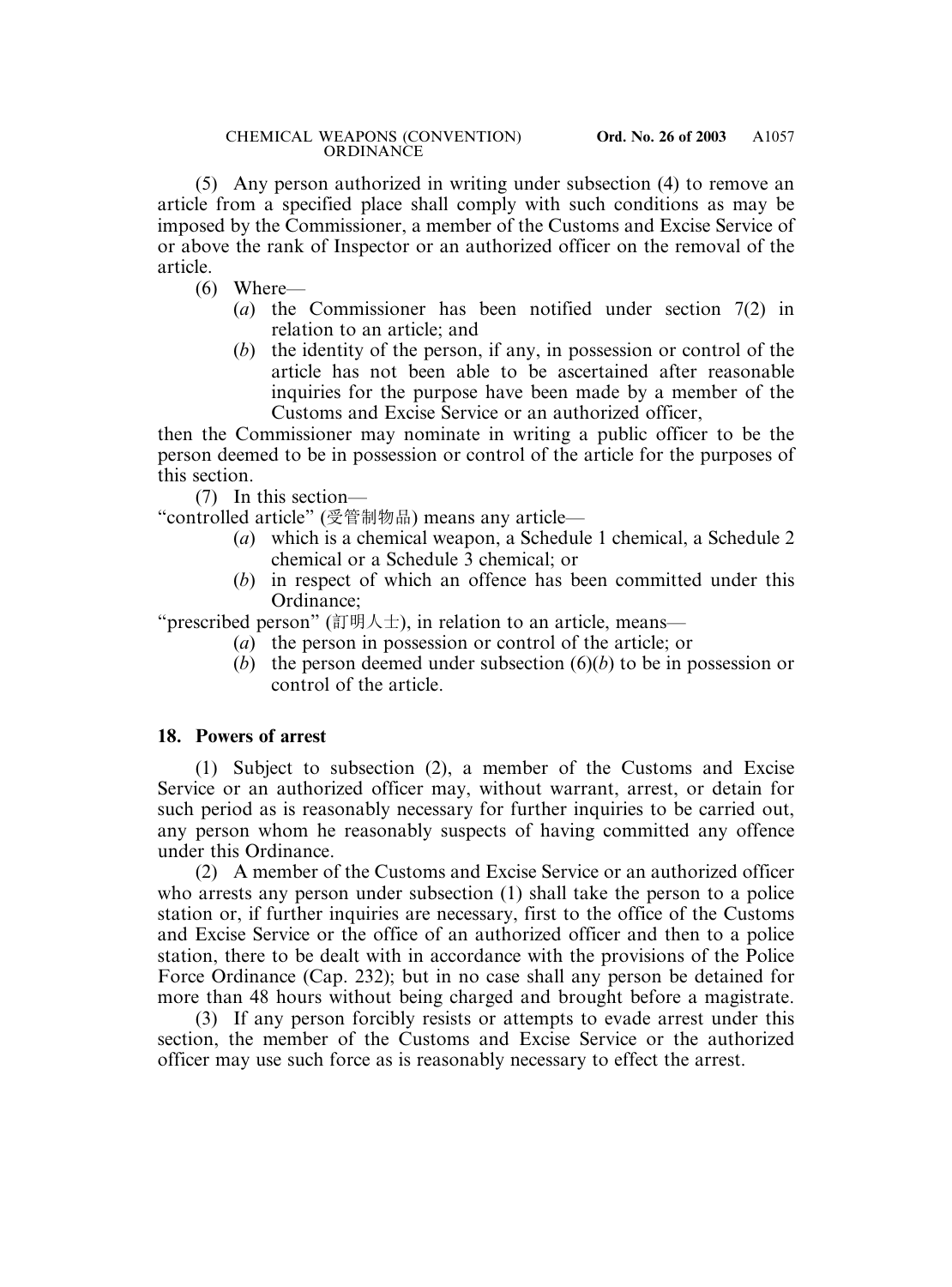(5) Any person authorized in writing under subsection (4) to remove an article from a specified place shall comply with such conditions as may be imposed by the Commissioner, a member of the Customs and Excise Service of or above the rank of Inspector or an authorized officer on the removal of the article.

(6) Where—

- (*a*) the Commissioner has been notified under section 7(2) in relation to an article; and
- (*b*) the identity of the person, if any, in possession or control of the article has not been able to be ascertained after reasonable inquiries for the purpose have been made by a member of the Customs and Excise Service or an authorized officer,

then the Commissioner may nominate in writing a public officer to be the person deemed to be in possession or control of the article for the purposes of this section.

(7) In this section—

"controlled article" (受管制物品) means any article—

- (*a*) which is a chemical weapon, a Schedule 1 chemical, a Schedule 2 chemical or a Schedule 3 chemical; or
- (*b*) in respect of which an offence has been committed under this Ordinance;

"prescribed person" (訂明人士), in relation to an article, means—

- (*a*) the person in possession or control of the article; or
- (*b*) the person deemed under subsection (6)(*b*) to be in possession or control of the article.

### 18. Powers of arrest

(1) Subject to subsection (2), a member of the Customs and Excise Service or an authorized officer may, without warrant, arrest, or detain for such period as is reasonably necessary for further inquiries to be carried out, any person whom he reasonably suspects of having committed any offence under this Ordinance.

(2) A member of the Customs and Excise Service or an authorized officer who arrests any person under subsection (1) shall take the person to a police station or, if further inquiries are necessary, first to the office of the Customs and Excise Service or the office of an authorized officer and then to a police station, there to be dealt with in accordance with the provisions of the Police Force Ordinance (Cap. 232); but in no case shall any person be detained for more than 48 hours without being charged and brought before a magistrate.

(3) If any person forcibly resists or attempts to evade arrest under this section, the member of the Customs and Excise Service or the authorized officer may use such force as is reasonably necessary to effect the arrest.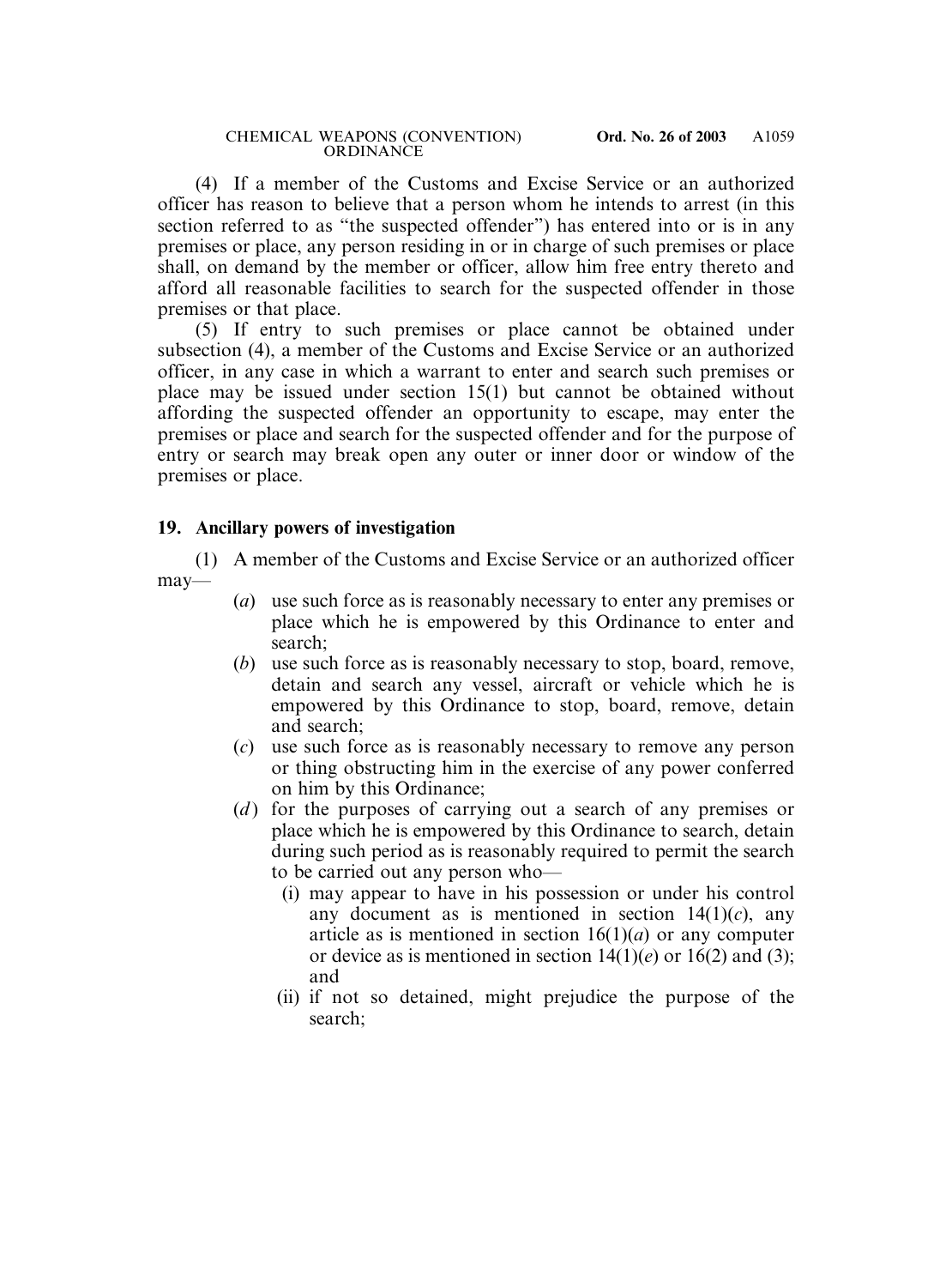(4) If a member of the Customs and Excise Service or an authorized officer has reason to believe that a person whom he intends to arrest (in this section referred to as "the suspected offender") has entered into or is in any premises or place, any person residing in or in charge of such premises or place shall, on demand by the member or officer, allow him free entry thereto and afford all reasonable facilities to search for the suspected offender in those premises or that place.

(5) If entry to such premises or place cannot be obtained under subsection (4), a member of the Customs and Excise Service or an authorized officer, in any case in which a warrant to enter and search such premises or place may be issued under section 15(1) but cannot be obtained without affording the suspected offender an opportunity to escape, may enter the premises or place and search for the suspected offender and for the purpose of entry or search may break open any outer or inner door or window of the premises or place.

**19. Ancillary powers of investigation**

(1) A member of the Customs and Excise Service or an authorized officer may—

- (*a*) use such force as is reasonably necessary to enter any premises or place which he is empowered by this Ordinance to enter and search;
- (*b*) use such force as is reasonably necessary to stop, board, remove, detain and search any vessel, aircraft or vehicle which he is empowered by this Ordinance to stop, board, remove, detain and search;
- (*c*) use such force as is reasonably necessary to remove any person or thing obstructing him in the exercise of any power conferred on him by this Ordinance;
- (*d*) for the purposes of carrying out a search of any premises or place which he is empowered by this Ordinance to search, detain during such period as is reasonably required to permit the search to be carried out any person who—
  - (i) may appear to have in his possession or under his control any document as is mentioned in section 14(1)(*c*), any article as is mentioned in section 16(1)(*a*) or any computer or device as is mentioned in section 14(1)(*e*) or 16(2) and (3); and
  - (ii) if not so detained, might prejudice the purpose of the search;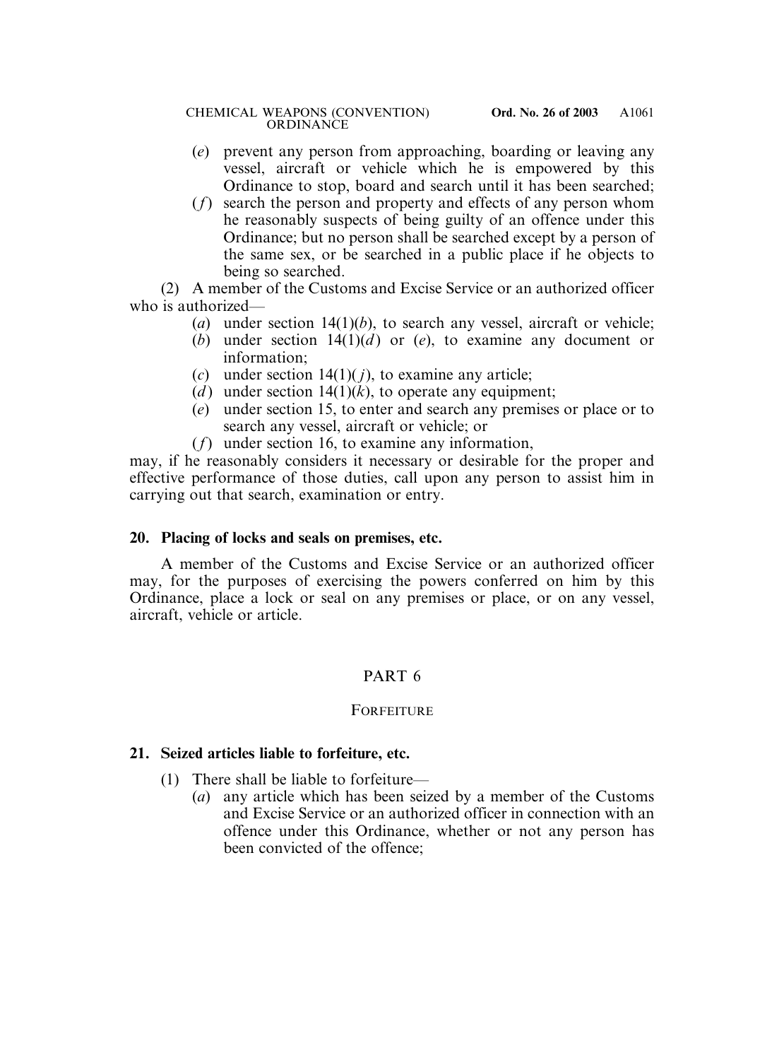(*e*) prevent any person from approaching, boarding or leaving any vessel, aircraft or vehicle which he is empowered by this Ordinance to stop, board and search until it has been searched;

(*f*) search the person and property and effects of any person whom he reasonably suspects of being guilty of an offence under this Ordinance; but no person shall be searched except by a person of the same sex, or be searched in a public place if he objects to being so searched.

(2) A member of the Customs and Excise Service or an authorized officer who is authorized—

(*a*) under section 14(1)(*b*), to search any vessel, aircraft or vehicle;

(*b*) under section 14(1)(*d*) or (*e*), to examine any document or information;

(*c*) under section 14(1)(*j*), to examine any article;

(*d*) under section 14(1)(*k*), to operate any equipment;

(*e*) under section 15, to enter and search any premises or place or to search any vessel, aircraft or vehicle; or

(*f*) under section 16, to examine any information,

may, if he reasonably considers it necessary or desirable for the proper and effective performance of those duties, call upon any person to assist him in carrying out that search, examination or entry.

### 20. Placing of locks and seals on premises, etc.

A member of the Customs and Excise Service or an authorized officer may, for the purposes of exercising the powers conferred on him by this Ordinance, place a lock or seal on any premises or place, or on any vessel, aircraft, vehicle or article.

## PART 6

## FORFEITURE

### 21. Seized articles liable to forfeiture, etc.

(1) There shall be liable to forfeiture—

(*a*) any article which has been seized by a member of the Customs and Excise Service or an authorized officer in connection with an offence under this Ordinance, whether or not any person has been convicted of the offence;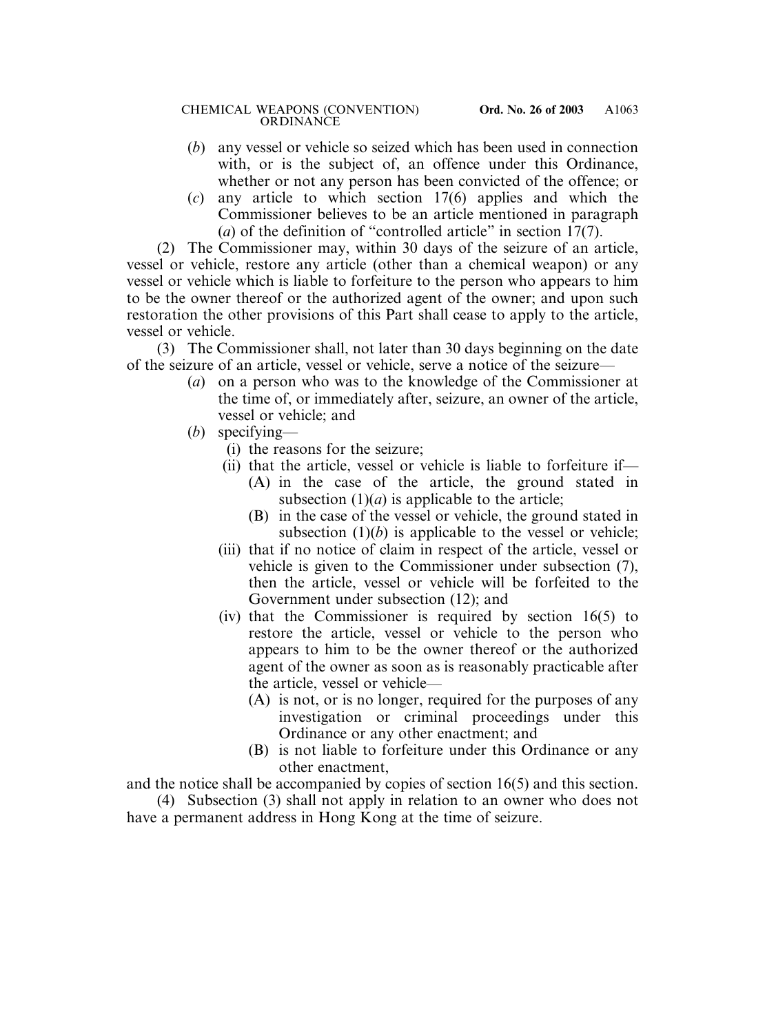(*b*) any vessel or vehicle so seized which has been used in connection with, or is the subject of, an offence under this Ordinance, whether or not any person has been convicted of the offence; or

(*c*) any article to which section 17(6) applies and which the Commissioner believes to be an article mentioned in paragraph (*a*) of the definition of "controlled article" in section 17(7).

(2) The Commissioner may, within 30 days of the seizure of an article, vessel or vehicle, restore any article (other than a chemical weapon) or any vessel or vehicle which is liable to forfeiture to the person who appears to him to be the owner thereof or the authorized agent of the owner; and upon such restoration the other provisions of this Part shall cease to apply to the article, vessel or vehicle.

(3) The Commissioner shall, not later than 30 days beginning on the date of the seizure of an article, vessel or vehicle, serve a notice of the seizure—

(*a*) on a person who was to the knowledge of the Commissioner at the time of, or immediately after, seizure, an owner of the article, vessel or vehicle; and

(*b*) specifying—

(i) the reasons for the seizure;

(ii) that the article, vessel or vehicle is liable to forfeiture if—

(A) in the case of the article, the ground stated in subsection (1)(*a*) is applicable to the article;

(B) in the case of the vessel or vehicle, the ground stated in subsection (1)(*b*) is applicable to the vessel or vehicle;

(iii) that if no notice of claim in respect of the article, vessel or vehicle is given to the Commissioner under subsection (7), then the article, vessel or vehicle will be forfeited to the Government under subsection (12); and

(iv) that the Commissioner is required by section 16(5) to restore the article, vessel or vehicle to the person who appears to him to be the owner thereof or the authorized agent of the owner as soon as is reasonably practicable after the article, vessel or vehicle—

(A) is not, or is no longer, required for the purposes of any investigation or criminal proceedings under this Ordinance or any other enactment; and

(B) is not liable to forfeiture under this Ordinance or any other enactment,

and the notice shall be accompanied by copies of section 16(5) and this section.

(4) Subsection (3) shall not apply in relation to an owner who does not have a permanent address in Hong Kong at the time of seizure.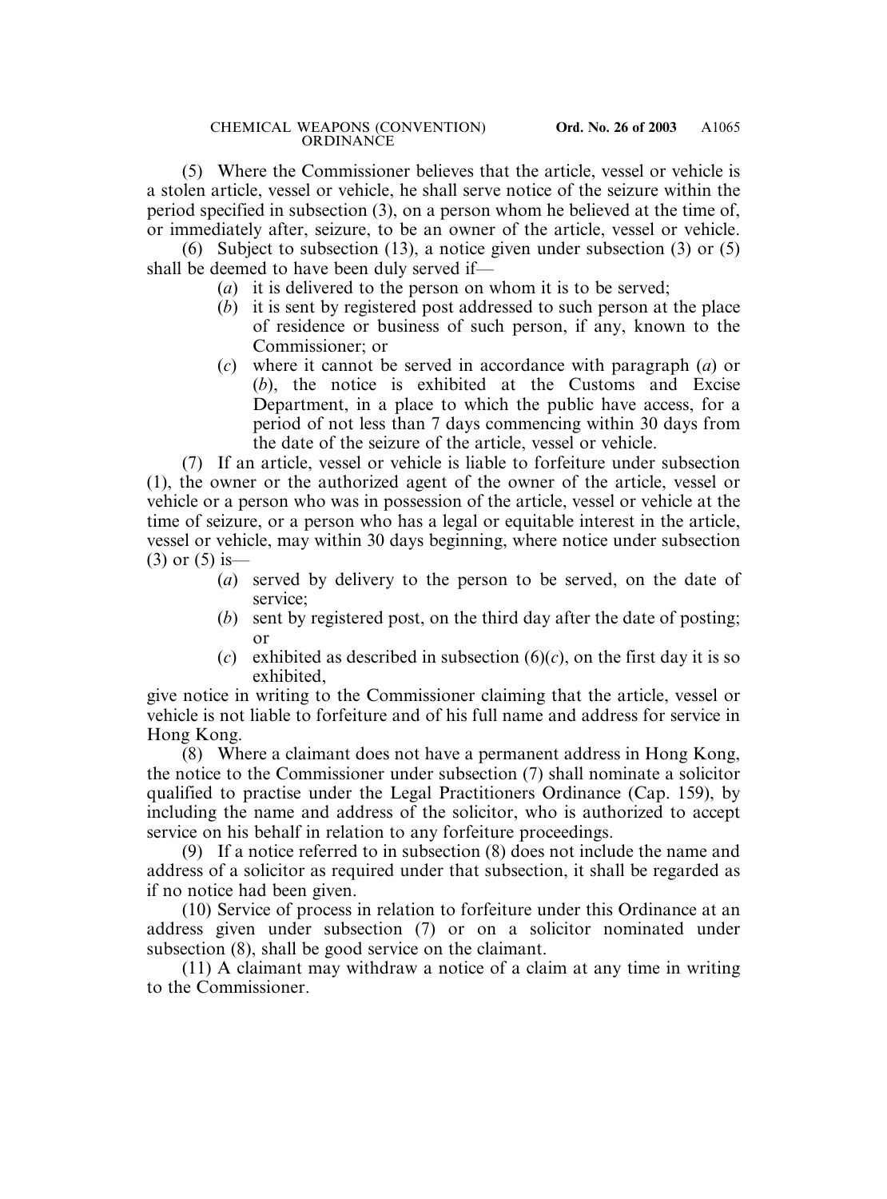(5) Where the Commissioner believes that the article, vessel or vehicle is a stolen article, vessel or vehicle, he shall serve notice of the seizure within the period specified in subsection (3), on a person whom he believed at the time of, or immediately after, seizure, to be an owner of the article, vessel or vehicle.

(6) Subject to subsection (13), a notice given under subsection (3) or (5) shall be deemed to have been duly served if—

- (*a*) it is delivered to the person on whom it is to be served;
- (*b*) it is sent by registered post addressed to such person at the place of residence or business of such person, if any, known to the Commissioner; or
- (*c*) where it cannot be served in accordance with paragraph (*a*) or (*b*), the notice is exhibited at the Customs and Excise Department, in a place to which the public have access, for a period of not less than 7 days commencing within 30 days from the date of the seizure of the article, vessel or vehicle.

(7) If an article, vessel or vehicle is liable to forfeiture under subsection (1), the owner or the authorized agent of the owner of the article, vessel or vehicle or a person who was in possession of the article, vessel or vehicle at the time of seizure, or a person who has a legal or equitable interest in the article, vessel or vehicle, may within 30 days beginning, where notice under subsection (3) or (5) is—

- (*a*) served by delivery to the person to be served, on the date of service;
- (*b*) sent by registered post, on the third day after the date of posting; or
- (*c*) exhibited as described in subsection (6)(*c*), on the first day it is so exhibited,

give notice in writing to the Commissioner claiming that the article, vessel or vehicle is not liable to forfeiture and of his full name and address for service in Hong Kong.

(8) Where a claimant does not have a permanent address in Hong Kong, the notice to the Commissioner under subsection (7) shall nominate a solicitor qualified to practise under the Legal Practitioners Ordinance (Cap. 159), by including the name and address of the solicitor, who is authorized to accept service on his behalf in relation to any forfeiture proceedings.

(9) If a notice referred to in subsection (8) does not include the name and address of a solicitor as required under that subsection, it shall be regarded as if no notice had been given.

(10) Service of process in relation to forfeiture under this Ordinance at an address given under subsection (7) or on a solicitor nominated under subsection (8), shall be good service on the claimant.

(11) A claimant may withdraw a notice of a claim at any time in writing to the Commissioner.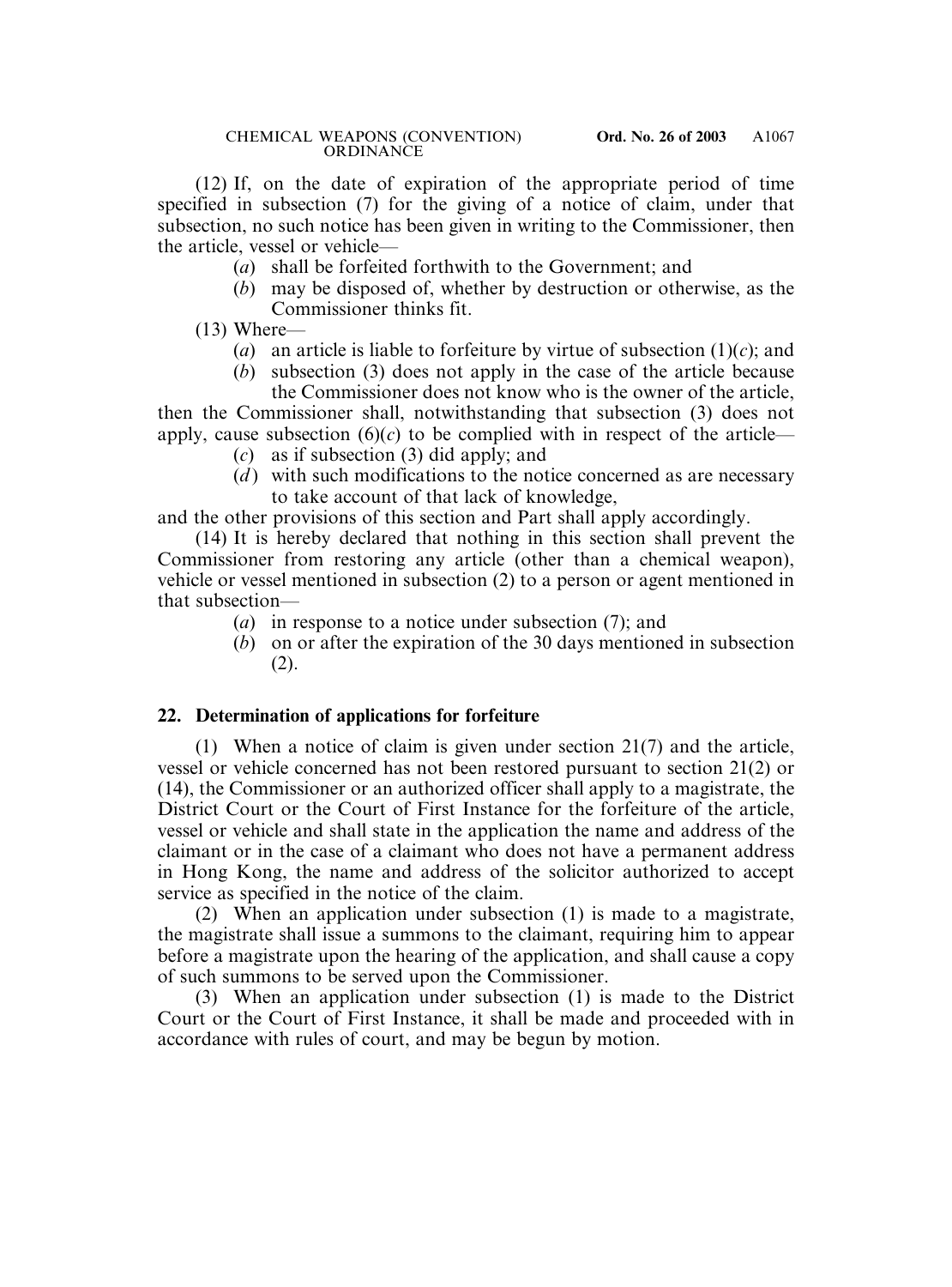(12) If, on the date of expiration of the appropriate period of time specified in subsection (7) for the giving of a notice of claim, under that subsection, no such notice has been given in writing to the Commissioner, then the article, vessel or vehicle—

- (*a*) shall be forfeited forthwith to the Government; and
- (*b*) may be disposed of, whether by destruction or otherwise, as the Commissioner thinks fit.

(13) Where—

- (*a*) an article is liable to forfeiture by virtue of subsection (1)(*c*); and
- (*b*) subsection (3) does not apply in the case of the article because the Commissioner does not know who is the owner of the article,

then the Commissioner shall, notwithstanding that subsection (3) does not apply, cause subsection (6)(*c*) to be complied with in respect of the article—

- (*c*) as if subsection (3) did apply; and
- (*d*) with such modifications to the notice concerned as are necessary to take account of that lack of knowledge,

and the other provisions of this section and Part shall apply accordingly.

(14) It is hereby declared that nothing in this section shall prevent the Commissioner from restoring any article (other than a chemical weapon), vehicle or vessel mentioned in subsection (2) to a person or agent mentioned in that subsection—

- (*a*) in response to a notice under subsection (7); and
- (*b*) on or after the expiration of the 30 days mentioned in subsection (2).

## 22. Determination of applications for forfeiture

(1) When a notice of claim is given under section 21(7) and the article, vessel or vehicle concerned has not been restored pursuant to section 21(2) or (14), the Commissioner or an authorized officer shall apply to a magistrate, the District Court or the Court of First Instance for the forfeiture of the article, vessel or vehicle and shall state in the application the name and address of the claimant or in the case of a claimant who does not have a permanent address in Hong Kong, the name and address of the solicitor authorized to accept service as specified in the notice of the claim.

(2) When an application under subsection (1) is made to a magistrate, the magistrate shall issue a summons to the claimant, requiring him to appear before a magistrate upon the hearing of the application, and shall cause a copy of such summons to be served upon the Commissioner.

(3) When an application under subsection (1) is made to the District Court or the Court of First Instance, it shall be made and proceeded with in accordance with rules of court, and may be begun by motion.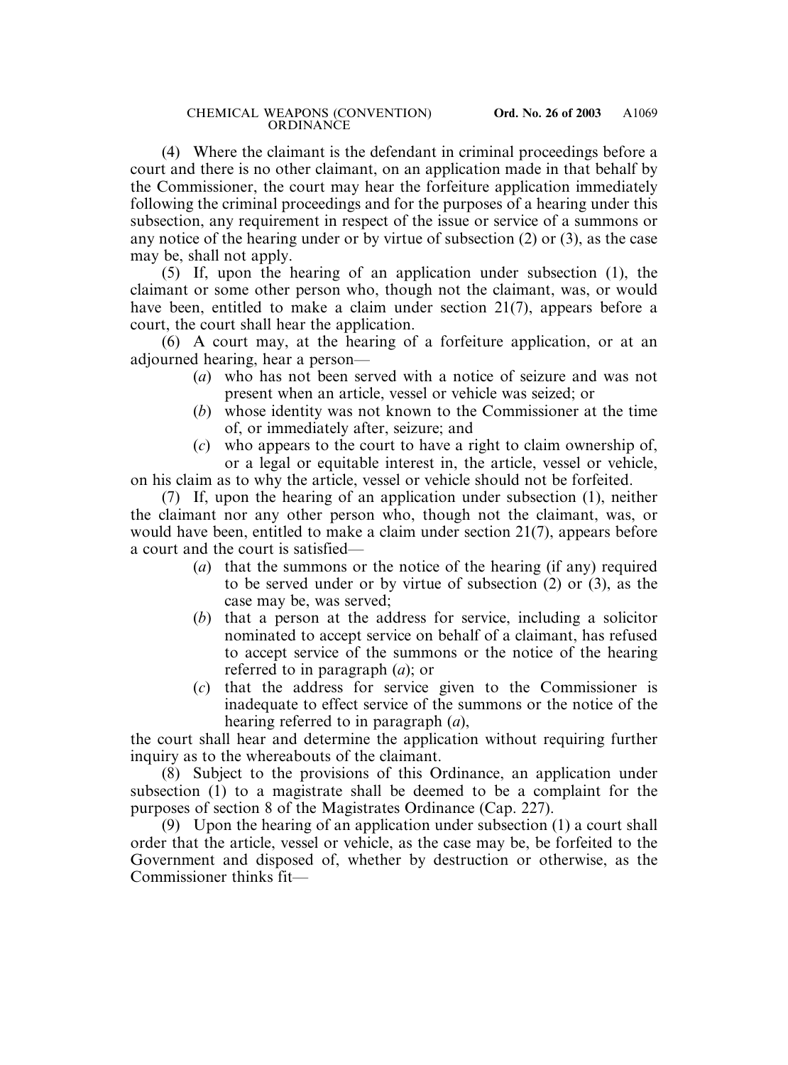(4) Where the claimant is the defendant in criminal proceedings before a court and there is no other claimant, on an application made in that behalf by the Commissioner, the court may hear the forfeiture application immediately following the criminal proceedings and for the purposes of a hearing under this subsection, any requirement in respect of the issue or service of a summons or any notice of the hearing under or by virtue of subsection (2) or (3), as the case may be, shall not apply.

(5) If, upon the hearing of an application under subsection (1), the claimant or some other person who, though not the claimant, was, or would have been, entitled to make a claim under section 21(7), appears before a court, the court shall hear the application.

(6) A court may, at the hearing of a forfeiture application, or at an adjourned hearing, hear a person—

- (*a*) who has not been served with a notice of seizure and was not present when an article, vessel or vehicle was seized; or
- (*b*) whose identity was not known to the Commissioner at the time of, or immediately after, seizure; and
- (*c*) who appears to the court to have a right to claim ownership of, or a legal or equitable interest in, the article, vessel or vehicle,

on his claim as to why the article, vessel or vehicle should not be forfeited.

(7) If, upon the hearing of an application under subsection (1), neither the claimant nor any other person who, though not the claimant, was, or would have been, entitled to make a claim under section 21(7), appears before a court and the court is satisfied—

- (*a*) that the summons or the notice of the hearing (if any) required to be served under or by virtue of subsection (2) or (3), as the case may be, was served;
- (*b*) that a person at the address for service, including a solicitor nominated to accept service on behalf of a claimant, has refused to accept service of the summons or the notice of the hearing referred to in paragraph (*a*); or
- (*c*) that the address for service given to the Commissioner is inadequate to effect service of the summons or the notice of the hearing referred to in paragraph (*a*),

the court shall hear and determine the application without requiring further inquiry as to the whereabouts of the claimant.

(8) Subject to the provisions of this Ordinance, an application under subsection (1) to a magistrate shall be deemed to be a complaint for the purposes of section 8 of the Magistrates Ordinance (Cap. 227).

(9) Upon the hearing of an application under subsection (1) a court shall order that the article, vessel or vehicle, as the case may be, be forfeited to the Government and disposed of, whether by destruction or otherwise, as the Commissioner thinks fit—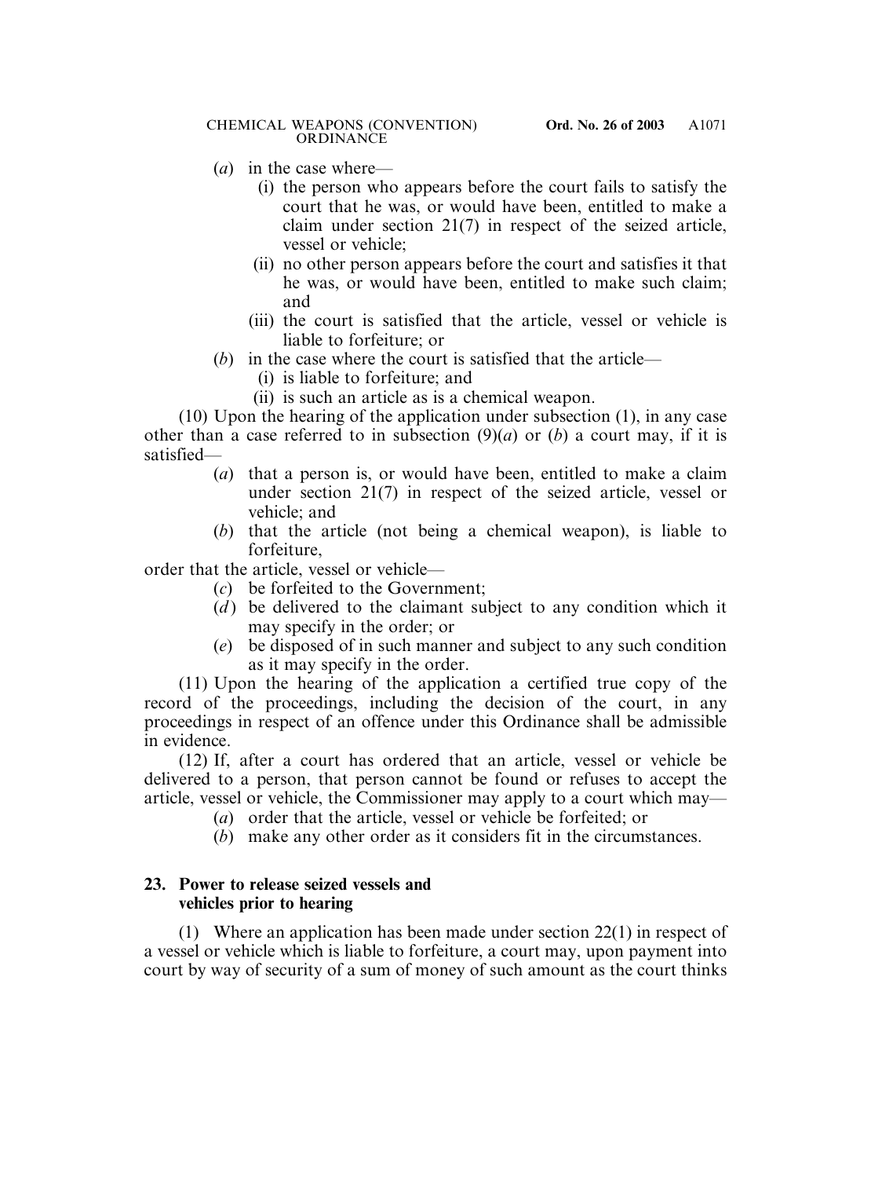(*a*) in the case where—

(i) the person who appears before the court fails to satisfy the court that he was, or would have been, entitled to make a claim under section 21(7) in respect of the seized article, vessel or vehicle;

(ii) no other person appears before the court and satisfies it that he was, or would have been, entitled to make such claim; and

(iii) the court is satisfied that the article, vessel or vehicle is liable to forfeiture; or

(*b*) in the case where the court is satisfied that the article—

(i) is liable to forfeiture; and

(ii) is such an article as is a chemical weapon.

(10) Upon the hearing of the application under subsection (1), in any case other than a case referred to in subsection (9)(*a*) or (*b*) a court may, if it is satisfied—

(*a*) that a person is, or would have been, entitled to make a claim under section 21(7) in respect of the seized article, vessel or vehicle; and

(*b*) that the article (not being a chemical weapon), is liable to forfeiture,

order that the article, vessel or vehicle—

(*c*) be forfeited to the Government;

(*d*) be delivered to the claimant subject to any condition which it may specify in the order; or

(*e*) be disposed of in such manner and subject to any such condition as it may specify in the order.

(11) Upon the hearing of the application a certified true copy of the record of the proceedings, including the decision of the court, in any proceedings in respect of an offence under this Ordinance shall be admissible in evidence.

(12) If, after a court has ordered that an article, vessel or vehicle be delivered to a person, that person cannot be found or refuses to accept the article, vessel or vehicle, the Commissioner may apply to a court which may—

(*a*) order that the article, vessel or vehicle be forfeited; or

(*b*) make any other order as it considers fit in the circumstances.

**23. Power to release seized vessels and vehicles prior to hearing**

(1) Where an application has been made under section 22(1) in respect of a vessel or vehicle which is liable to forfeiture, a court may, upon payment into court by way of security of a sum of money of such amount as the court thinks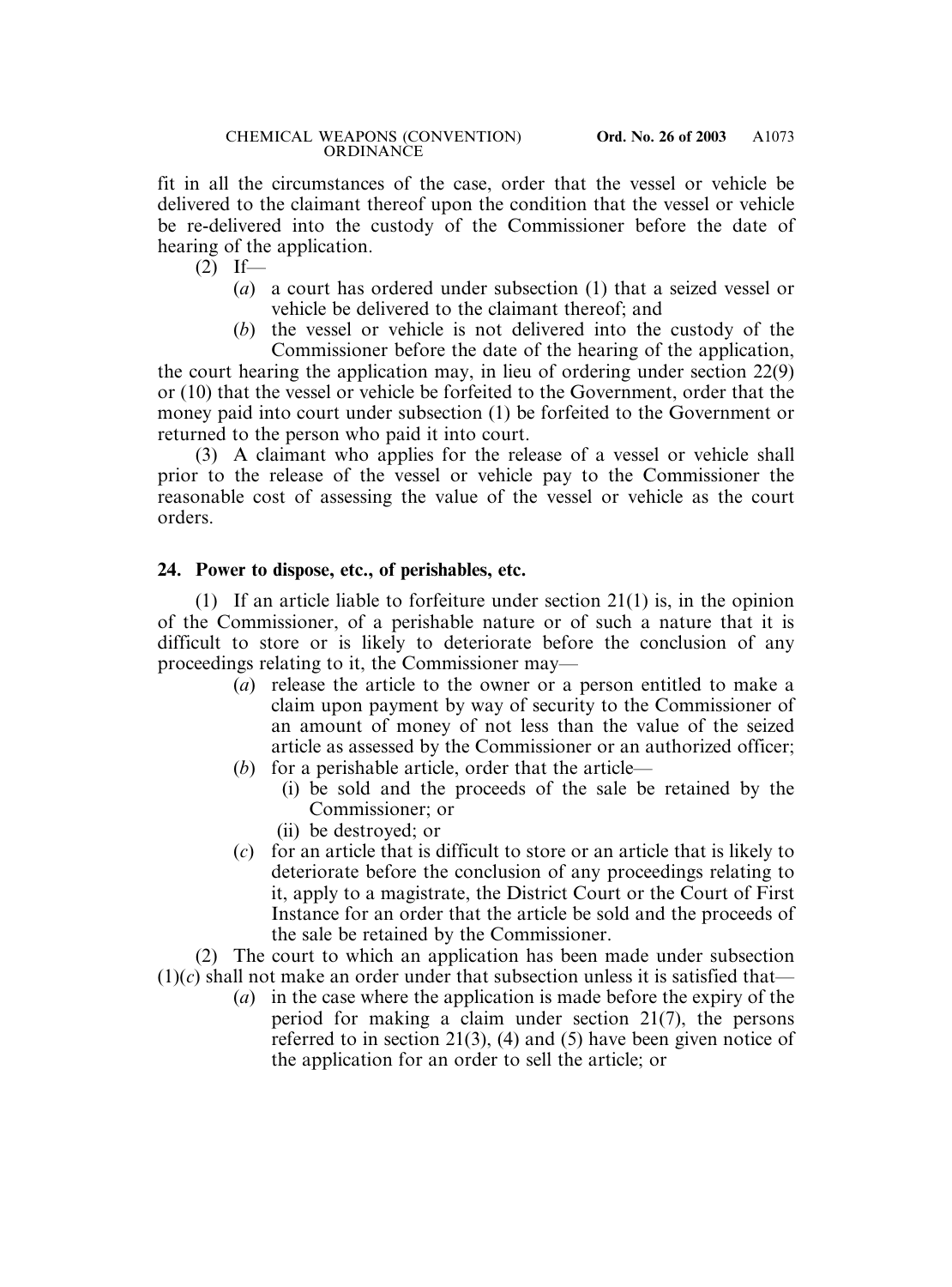fit in all the circumstances of the case, order that the vessel or vehicle be delivered to the claimant thereof upon the condition that the vessel or vehicle be re-delivered into the custody of the Commissioner before the date of hearing of the application.

(2) If—

- (*a*) a court has ordered under subsection (1) that a seized vessel or vehicle be delivered to the claimant thereof; and
- (*b*) the vessel or vehicle is not delivered into the custody of the Commissioner before the date of the hearing of the application,

the court hearing the application may, in lieu of ordering under section 22(9) or (10) that the vessel or vehicle be forfeited to the Government, order that the money paid into court under subsection (1) be forfeited to the Government or returned to the person who paid it into court.

(3) A claimant who applies for the release of a vessel or vehicle shall prior to the release of the vessel or vehicle pay to the Commissioner the reasonable cost of assessing the value of the vessel or vehicle as the court orders.

**24. Power to dispose, etc., of perishables, etc.**

(1) If an article liable to forfeiture under section 21(1) is, in the opinion of the Commissioner, of a perishable nature or of such a nature that it is difficult to store or is likely to deteriorate before the conclusion of any proceedings relating to it, the Commissioner may—

- (*a*) release the article to the owner or a person entitled to make a claim upon payment by way of security to the Commissioner of an amount of money of not less than the value of the seized article as assessed by the Commissioner or an authorized officer;
- (*b*) for a perishable article, order that the article—
  - (i) be sold and the proceeds of the sale be retained by the Commissioner; or
  - (ii) be destroyed; or
- (*c*) for an article that is difficult to store or an article that is likely to deteriorate before the conclusion of any proceedings relating to it, apply to a magistrate, the District Court or the Court of First Instance for an order that the article be sold and the proceeds of the sale be retained by the Commissioner.

(2) The court to which an application has been made under subsection (1)(*c*) shall not make an order under that subsection unless it is satisfied that—

- (*a*) in the case where the application is made before the expiry of the period for making a claim under section 21(7), the persons referred to in section 21(3), (4) and (5) have been given notice of the application for an order to sell the article; or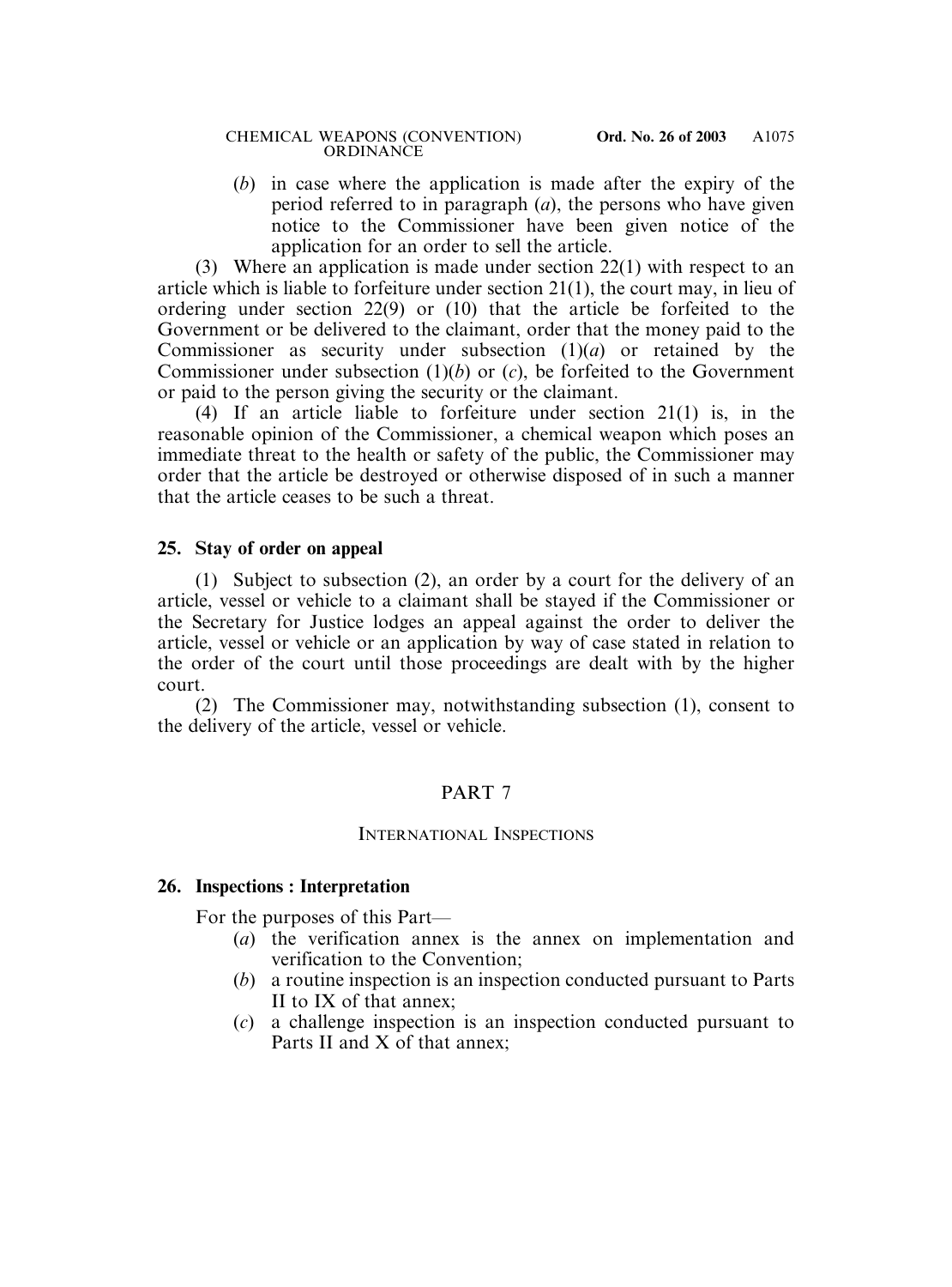(*b*) in case where the application is made after the expiry of the period referred to in paragraph (*a*), the persons who have given notice to the Commissioner have been given notice of the application for an order to sell the article.

(3) Where an application is made under section 22(1) with respect to an article which is liable to forfeiture under section 21(1), the court may, in lieu of ordering under section 22(9) or (10) that the article be forfeited to the Government or be delivered to the claimant, order that the money paid to the Commissioner as security under subsection (1)(*a*) or retained by the Commissioner under subsection (1)(*b*) or (*c*), be forfeited to the Government or paid to the person giving the security or the claimant.

(4) If an article liable to forfeiture under section 21(1) is, in the reasonable opinion of the Commissioner, a chemical weapon which poses an immediate threat to the health or safety of the public, the Commissioner may order that the article be destroyed or otherwise disposed of in such a manner that the article ceases to be such a threat.

**25. Stay of order on appeal**

(1) Subject to subsection (2), an order by a court for the delivery of an article, vessel or vehicle to a claimant shall be stayed if the Commissioner or the Secretary for Justice lodges an appeal against the order to deliver the article, vessel or vehicle or an application by way of case stated in relation to the order of the court until those proceedings are dealt with by the higher court.

(2) The Commissioner may, notwithstanding subsection (1), consent to the delivery of the article, vessel or vehicle.

## PART 7

### INTERNATIONAL INSPECTIONS

**26. Inspections : Interpretation**

For the purposes of this Part—

(*a*) the verification annex is the annex on implementation and verification to the Convention;

(*b*) a routine inspection is an inspection conducted pursuant to Parts II to IX of that annex;

(*c*) a challenge inspection is an inspection conducted pursuant to Parts II and X of that annex;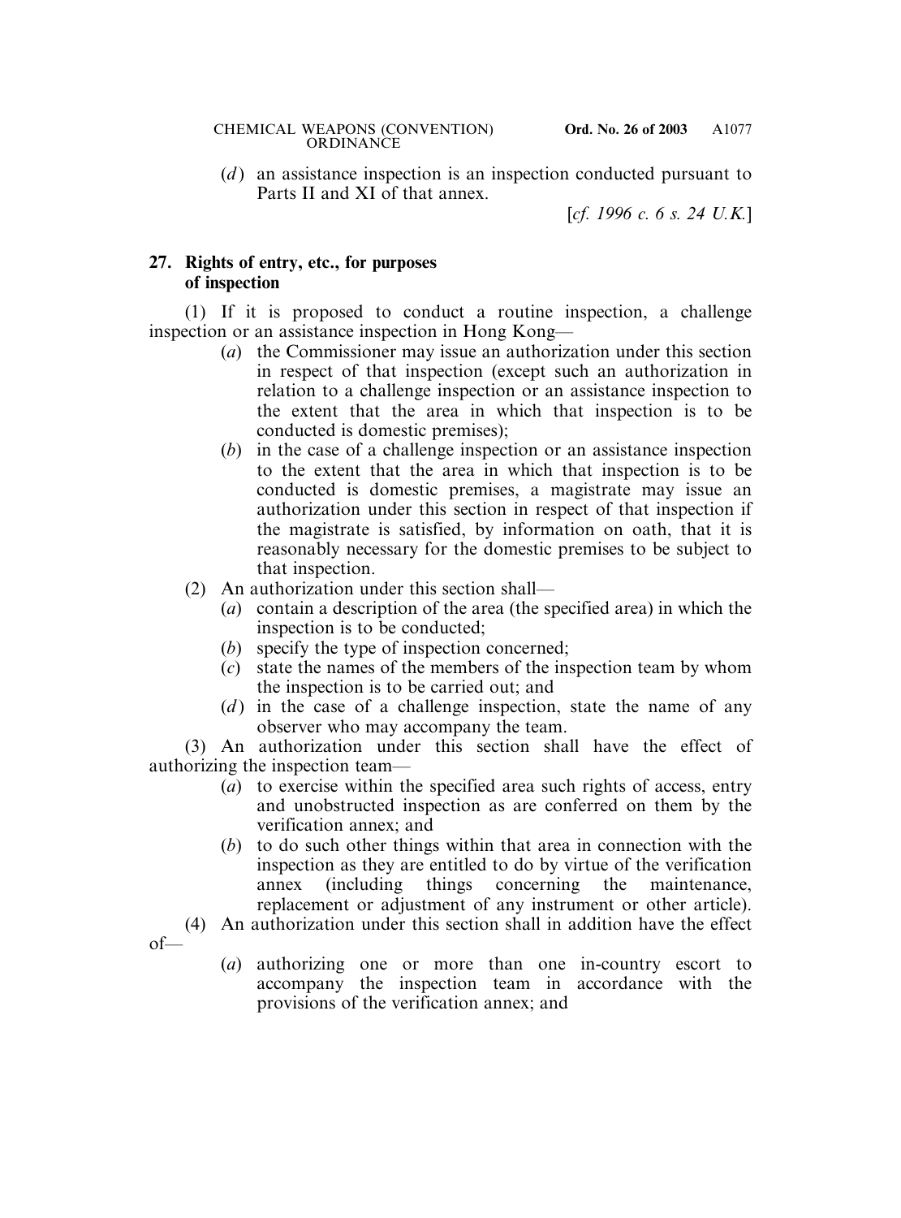(*d*) an assistance inspection is an inspection conducted pursuant to Parts II and XI of that annex.

[*cf. 1996 c. 6 s. 24 U.K.*]

**27. Rights of entry, etc., for purposes of inspection**

(1) If it is proposed to conduct a routine inspection, a challenge inspection or an assistance inspection in Hong Kong—

(*a*) the Commissioner may issue an authorization under this section in respect of that inspection (except such an authorization in relation to a challenge inspection or an assistance inspection to the extent that the area in which that inspection is to be conducted is domestic premises);

(*b*) in the case of a challenge inspection or an assistance inspection to the extent that the area in which that inspection is to be conducted is domestic premises, a magistrate may issue an authorization under this section in respect of that inspection if the magistrate is satisfied, by information on oath, that it is reasonably necessary for the domestic premises to be subject to that inspection.

(2) An authorization under this section shall—

(*a*) contain a description of the area (the specified area) in which the inspection is to be conducted;

(*b*) specify the type of inspection concerned;

(*c*) state the names of the members of the inspection team by whom the inspection is to be carried out; and

(*d*) in the case of a challenge inspection, state the name of any observer who may accompany the team.

(3) An authorization under this section shall have the effect of authorizing the inspection team—

(*a*) to exercise within the specified area such rights of access, entry and unobstructed inspection as are conferred on them by the verification annex; and

(*b*) to do such other things within that area in connection with the inspection as they are entitled to do by virtue of the verification annex (including things concerning the maintenance, replacement or adjustment of any instrument or other article).

(4) An authorization under this section shall in addition have the effect of—

(*a*) authorizing one or more than one in-country escort to accompany the inspection team in accordance with the provisions of the verification annex; and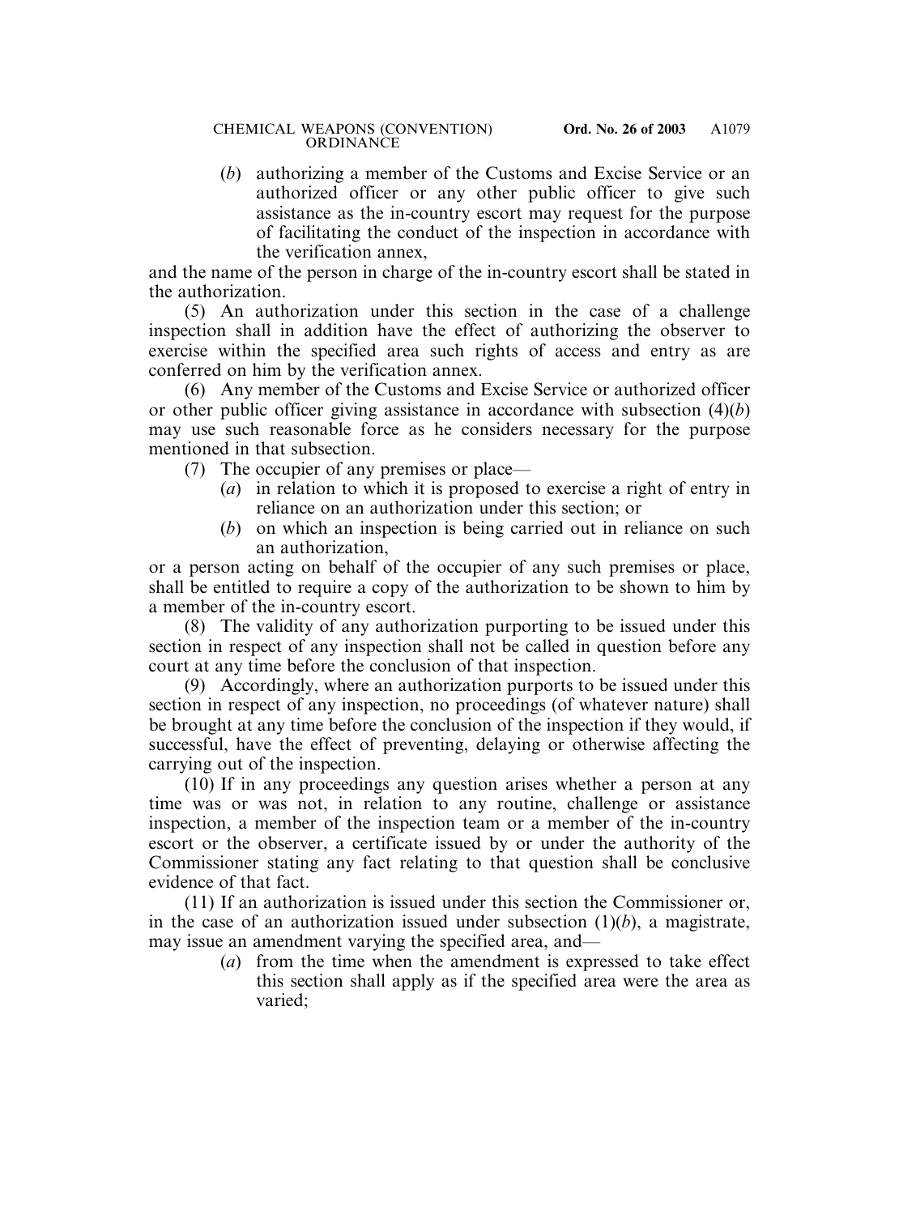(*b*) authorizing a member of the Customs and Excise Service or an authorized officer or any other public officer to give such assistance as the in-country escort may request for the purpose of facilitating the conduct of the inspection in accordance with the verification annex,

and the name of the person in charge of the in-country escort shall be stated in the authorization.

(5) An authorization under this section in the case of a challenge inspection shall in addition have the effect of authorizing the observer to exercise within the specified area such rights of access and entry as are conferred on him by the verification annex.

(6) Any member of the Customs and Excise Service or authorized officer or other public officer giving assistance in accordance with subsection (4)(*b*) may use such reasonable force as he considers necessary for the purpose mentioned in that subsection.

(7) The occupier of any premises or place—

(*a*) in relation to which it is proposed to exercise a right of entry in reliance on an authorization under this section; or

(*b*) on which an inspection is being carried out in reliance on such an authorization,

or a person acting on behalf of the occupier of any such premises or place, shall be entitled to require a copy of the authorization to be shown to him by a member of the in-country escort.

(8) The validity of any authorization purporting to be issued under this section in respect of any inspection shall not be called in question before any court at any time before the conclusion of that inspection.

(9) Accordingly, where an authorization purports to be issued under this section in respect of any inspection, no proceedings (of whatever nature) shall be brought at any time before the conclusion of the inspection if they would, if successful, have the effect of preventing, delaying or otherwise affecting the carrying out of the inspection.

(10) If in any proceedings any question arises whether a person at any time was or was not, in relation to any routine, challenge or assistance inspection, a member of the inspection team or a member of the in-country escort or the observer, a certificate issued by or under the authority of the Commissioner stating any fact relating to that question shall be conclusive evidence of that fact.

(11) If an authorization is issued under this section the Commissioner or, in the case of an authorization issued under subsection (1)(*b*), a magistrate, may issue an amendment varying the specified area, and—

(*a*) from the time when the amendment is expressed to take effect this section shall apply as if the specified area were the area as varied;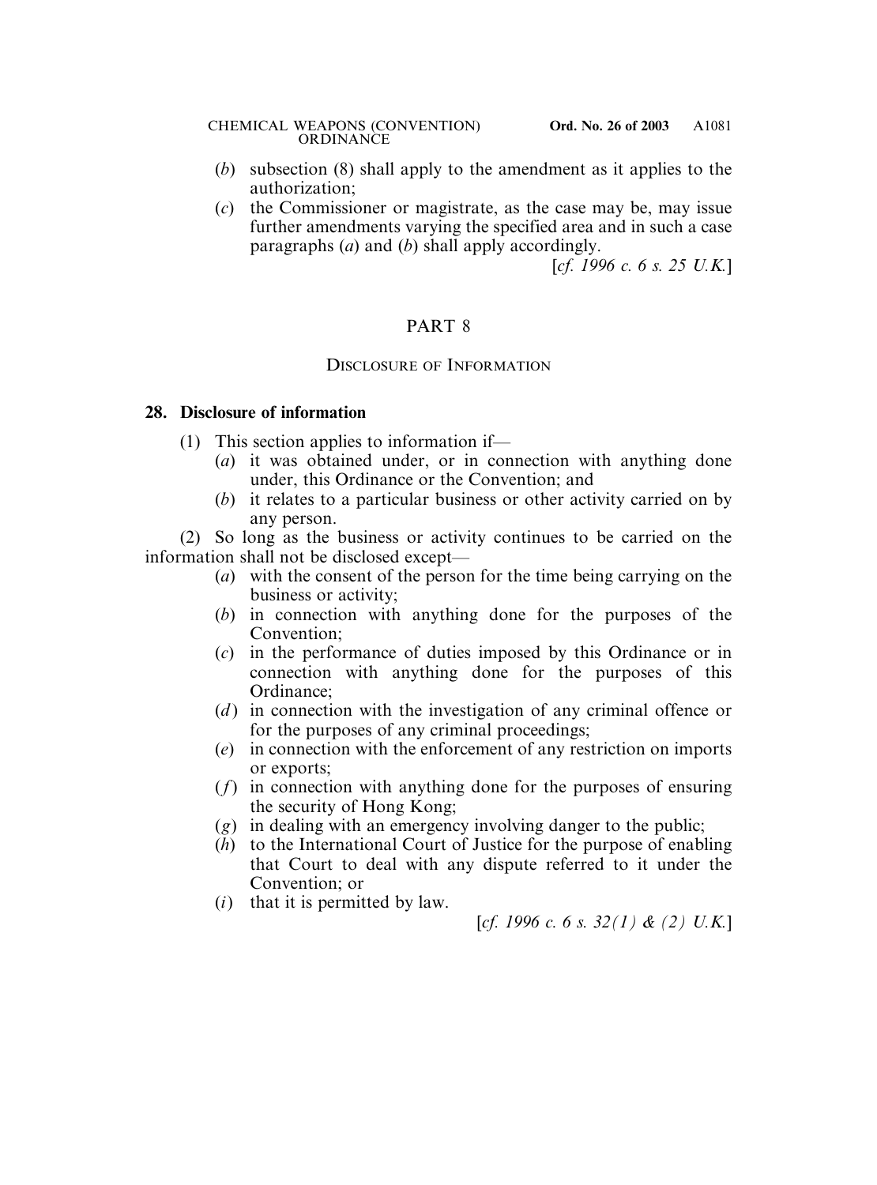(*b*) subsection (8) shall apply to the amendment as it applies to the authorization;

(*c*) the Commissioner or magistrate, as the case may be, may issue further amendments varying the specified area and in such a case paragraphs (*a*) and (*b*) shall apply accordingly.

[*cf. 1996 c. 6 s. 25 U.K.*]

## PART 8

### DISCLOSURE OF INFORMATION

**28. Disclosure of information**

(1) This section applies to information if—

(*a*) it was obtained under, or in connection with anything done under, this Ordinance or the Convention; and

(*b*) it relates to a particular business or other activity carried on by any person.

(2) So long as the business or activity continues to be carried on the information shall not be disclosed except—

(*a*) with the consent of the person for the time being carrying on the business or activity;

(*b*) in connection with anything done for the purposes of the Convention;

(*c*) in the performance of duties imposed by this Ordinance or in connection with anything done for the purposes of this Ordinance;

(*d*) in connection with the investigation of any criminal offence or for the purposes of any criminal proceedings;

(*e*) in connection with the enforcement of any restriction on imports or exports;

(*f*) in connection with anything done for the purposes of ensuring the security of Hong Kong;

(*g*) in dealing with an emergency involving danger to the public;

(*h*) to the International Court of Justice for the purpose of enabling that Court to deal with any dispute referred to it under the Convention; or

(*i*) that it is permitted by law.

[*cf. 1996 c. 6 s. 32(1) & (2) U.K.*]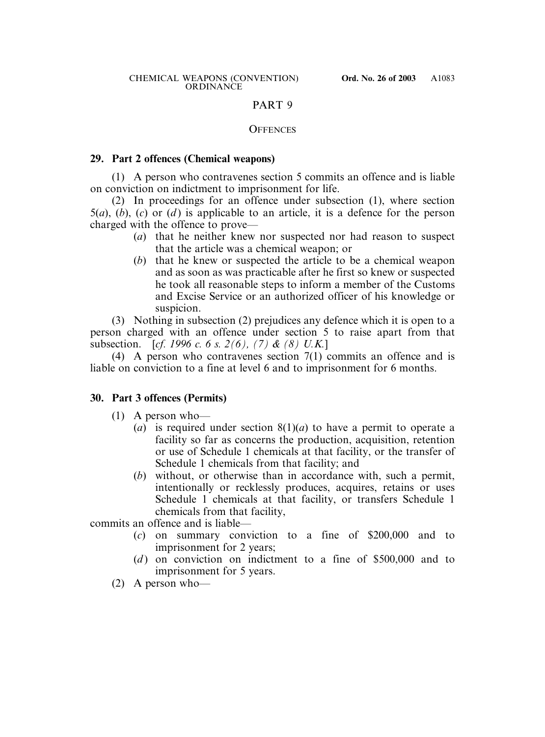## PART 9

### OFFENCES

**29. Part 2 offences (Chemical weapons)**

(1) A person who contravenes section 5 commits an offence and is liable on conviction on indictment to imprisonment for life.

(2) In proceedings for an offence under subsection (1), where section 5(*a*), (*b*), (*c*) or (*d*) is applicable to an article, it is a defence for the person charged with the offence to prove—

- (*a*) that he neither knew nor suspected nor had reason to suspect that the article was a chemical weapon; or
- (*b*) that he knew or suspected the article to be a chemical weapon and as soon as was practicable after he first so knew or suspected he took all reasonable steps to inform a member of the Customs and Excise Service or an authorized officer of his knowledge or suspicion.

(3) Nothing in subsection (2) prejudices any defence which it is open to a person charged with an offence under section 5 to raise apart from that subsection. [*cf. 1996 c. 6 s. 2(6), (7) & (8) U.K.*]

(4) A person who contravenes section 7(1) commits an offence and is liable on conviction to a fine at level 6 and to imprisonment for 6 months.

**30. Part 3 offences (Permits)**

(1) A person who—

- (*a*) is required under section 8(1)(*a*) to have a permit to operate a facility so far as concerns the production, acquisition, retention or use of Schedule 1 chemicals at that facility, or the transfer of Schedule 1 chemicals from that facility; and
- (*b*) without, or otherwise than in accordance with, such a permit, intentionally or recklessly produces, acquires, retains or uses Schedule 1 chemicals at that facility, or transfers Schedule 1 chemicals from that facility,

commits an offence and is liable—

- (*c*) on summary conviction to a fine of \$200,000 and to imprisonment for 2 years;
- (*d*) on conviction on indictment to a fine of \$500,000 and to imprisonment for 5 years.

(2) A person who—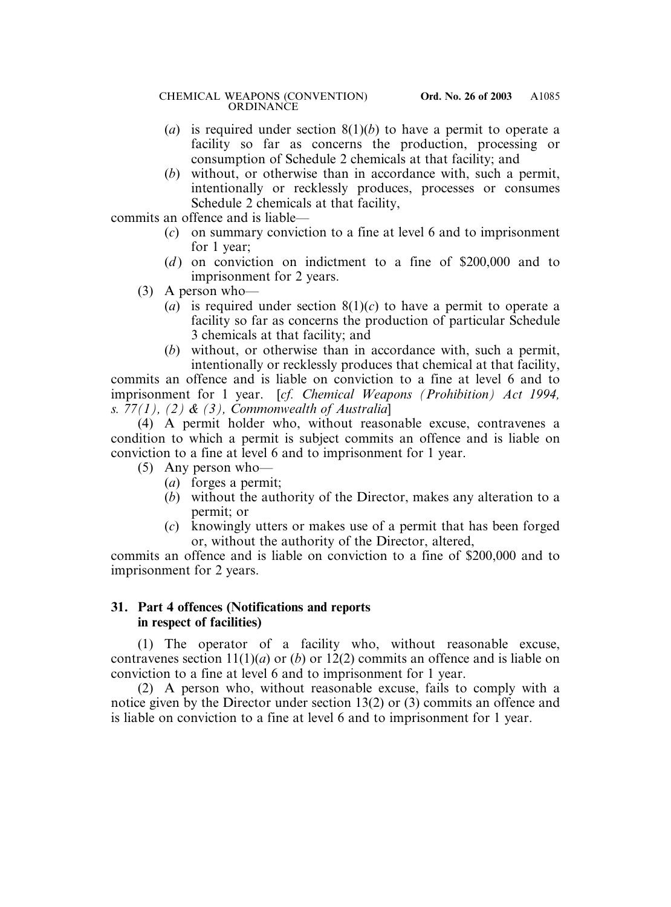(a) is required under section 8(1)(b) to have a permit to operate a facility so far as concerns the production, processing or consumption of Schedule 2 chemicals at that facility; and

(b) without, or otherwise than in accordance with, such a permit, intentionally or recklessly produces, processes or consumes Schedule 2 chemicals at that facility,

commits an offence and is liable—

(c) on summary conviction to a fine at level 6 and to imprisonment for 1 year;

(d) on conviction on indictment to a fine of $200,000 and to imprisonment for 2 years.

(3) A person who—

(a) is required under section 8(1)(c) to have a permit to operate a facility so far as concerns the production of particular Schedule 3 chemicals at that facility; and

(b) without, or otherwise than in accordance with, such a permit, intentionally or recklessly produces that chemical at that facility,

commits an offence and is liable on conviction to a fine at level 6 and to imprisonment for 1 year. [*cf. Chemical Weapons (Prohibition) Act 1994, s. 77(1), (2) & (3), Commonwealth of Australia*]

(4) A permit holder who, without reasonable excuse, contravenes a condition to which a permit is subject commits an offence and is liable on conviction to a fine at level 6 and to imprisonment for 1 year.

(5) Any person who—

(a) forges a permit;

(b) without the authority of the Director, makes any alteration to a permit; or

(c) knowingly utters or makes use of a permit that has been forged or, without the authority of the Director, altered,

commits an offence and is liable on conviction to a fine of $200,000 and to imprisonment for 2 years.

### 31. Part 4 offences (Notifications and reports in respect of facilities)

(1) The operator of a facility who, without reasonable excuse, contravenes section 11(1)(a) or (b) or 12(2) commits an offence and is liable on conviction to a fine at level 6 and to imprisonment for 1 year.

(2) A person who, without reasonable excuse, fails to comply with a notice given by the Director under section 13(2) or (3) commits an offence and is liable on conviction to a fine at level 6 and to imprisonment for 1 year.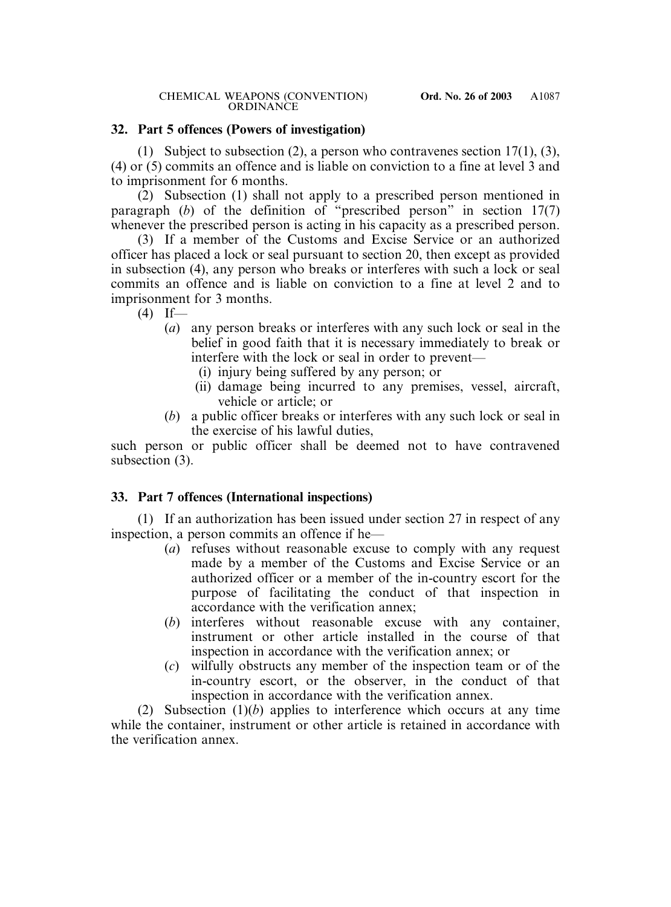## 32. Part 5 offences (Powers of investigation)

(1) Subject to subsection (2), a person who contravenes section 17(1), (3), (4) or (5) commits an offence and is liable on conviction to a fine at level 3 and to imprisonment for 6 months.

(2) Subsection (1) shall not apply to a prescribed person mentioned in paragraph (*b*) of the definition of "prescribed person" in section 17(7) whenever the prescribed person is acting in his capacity as a prescribed person.

(3) If a member of the Customs and Excise Service or an authorized officer has placed a lock or seal pursuant to section 20, then except as provided in subsection (4), any person who breaks or interferes with such a lock or seal commits an offence and is liable on conviction to a fine at level 2 and to imprisonment for 3 months.

(4) If—

- (*a*) any person breaks or interferes with any such lock or seal in the belief in good faith that it is necessary immediately to break or interfere with the lock or seal in order to prevent—
  - (i) injury being suffered by any person; or
  - (ii) damage being incurred to any premises, vessel, aircraft, vehicle or article; or
- (*b*) a public officer breaks or interferes with any such lock or seal in the exercise of his lawful duties,

such person or public officer shall be deemed not to have contravened subsection (3).

## 33. Part 7 offences (International inspections)

(1) If an authorization has been issued under section 27 in respect of any inspection, a person commits an offence if he—

- (*a*) refuses without reasonable excuse to comply with any request made by a member of the Customs and Excise Service or an authorized officer or a member of the in-country escort for the purpose of facilitating the conduct of that inspection in accordance with the verification annex;
- (*b*) interferes without reasonable excuse with any container, instrument or other article installed in the course of that inspection in accordance with the verification annex; or
- (*c*) wilfully obstructs any member of the inspection team or of the in-country escort, or the observer, in the conduct of that inspection in accordance with the verification annex.

(2) Subsection (1)(*b*) applies to interference which occurs at any time while the container, instrument or other article is retained in accordance with the verification annex.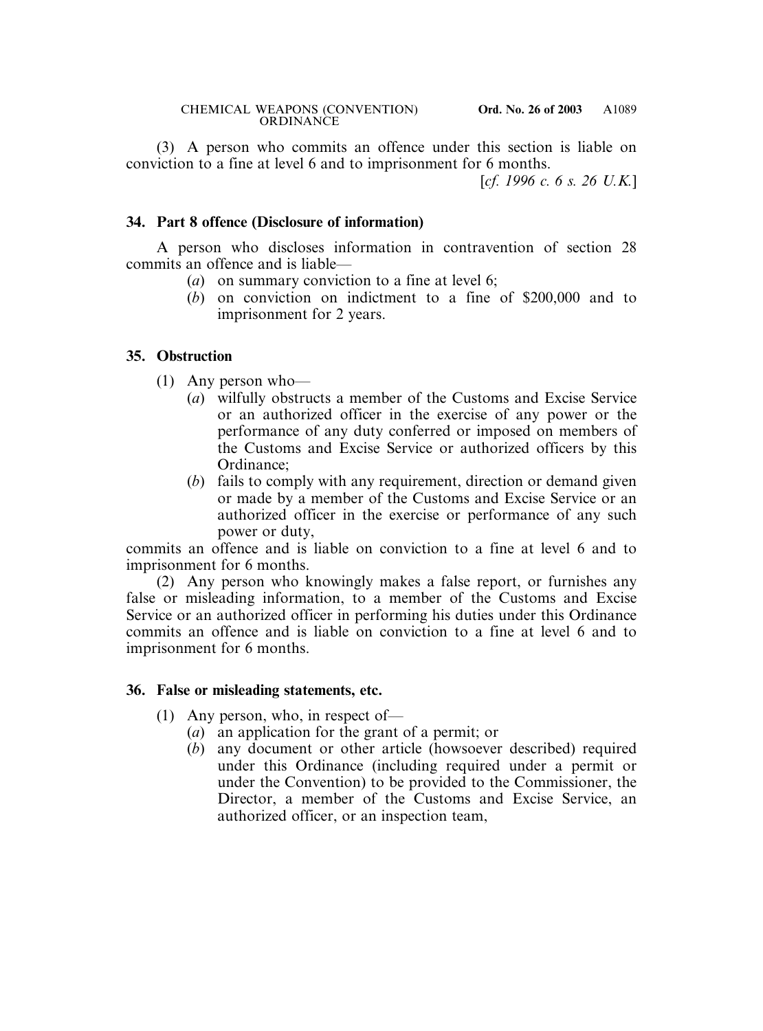(3) A person who commits an offence under this section is liable on conviction to a fine at level 6 and to imprisonment for 6 months.

[*cf. 1996 c. 6 s. 26 U.K.*]

### 34. Part 8 offence (Disclosure of information)

A person who discloses information in contravention of section 28 commits an offence and is liable—

(*a*) on summary conviction to a fine at level 6;

(*b*) on conviction on indictment to a fine of $200,000 and to imprisonment for 2 years.

### 35. Obstruction

(1) Any person who—

(*a*) wilfully obstructs a member of the Customs and Excise Service or an authorized officer in the exercise of any power or the performance of any duty conferred or imposed on members of the Customs and Excise Service or authorized officers by this Ordinance;

(*b*) fails to comply with any requirement, direction or demand given or made by a member of the Customs and Excise Service or an authorized officer in the exercise or performance of any such power or duty,

commits an offence and is liable on conviction to a fine at level 6 and to imprisonment for 6 months.

(2) Any person who knowingly makes a false report, or furnishes any false or misleading information, to a member of the Customs and Excise Service or an authorized officer in performing his duties under this Ordinance commits an offence and is liable on conviction to a fine at level 6 and to imprisonment for 6 months.

### 36. False or misleading statements, etc.

(1) Any person, who, in respect of—

(*a*) an application for the grant of a permit; or

(*b*) any document or other article (howsoever described) required under this Ordinance (including required under a permit or under the Convention) to be provided to the Commissioner, the Director, a member of the Customs and Excise Service, an authorized officer, or an inspection team,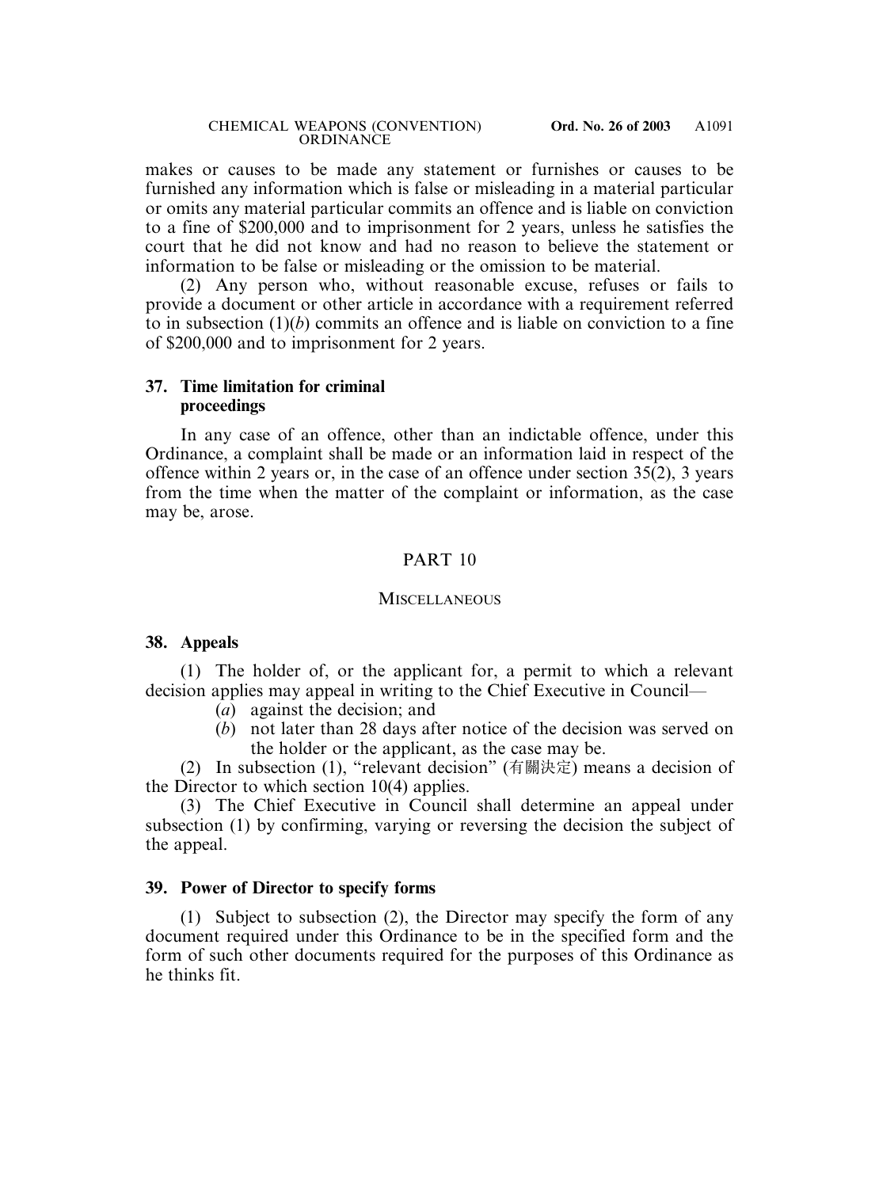makes or causes to be made any statement or furnishes or causes to be furnished any information which is false or misleading in a material particular or omits any material particular commits an offence and is liable on conviction to a fine of $200,000 and to imprisonment for 2 years, unless he satisfies the court that he did not know and had no reason to believe the statement or information to be false or misleading or the omission to be material.

(2) Any person who, without reasonable excuse, refuses or fails to provide a document or other article in accordance with a requirement referred to in subsection (1)(*b*) commits an offence and is liable on conviction to a fine of $200,000 and to imprisonment for 2 years.

### 37. Time limitation for criminal proceedings

In any case of an offence, other than an indictable offence, under this Ordinance, a complaint shall be made or an information laid in respect of the offence within 2 years or, in the case of an offence under section 35(2), 3 years from the time when the matter of the complaint or information, as the case may be, arose.

## PART 10

## MISCELLANEOUS

### 38. Appeals

(1) The holder of, or the applicant for, a permit to which a relevant decision applies may appeal in writing to the Chief Executive in Council—

- (*a*) against the decision; and
- (*b*) not later than 28 days after notice of the decision was served on the holder or the applicant, as the case may be.

(2) In subsection (1), "relevant decision" (有關決定) means a decision of the Director to which section 10(4) applies.

(3) The Chief Executive in Council shall determine an appeal under subsection (1) by confirming, varying or reversing the decision the subject of the appeal.

### 39. Power of Director to specify forms

(1) Subject to subsection (2), the Director may specify the form of any document required under this Ordinance to be in the specified form and the form of such other documents required for the purposes of this Ordinance as he thinks fit.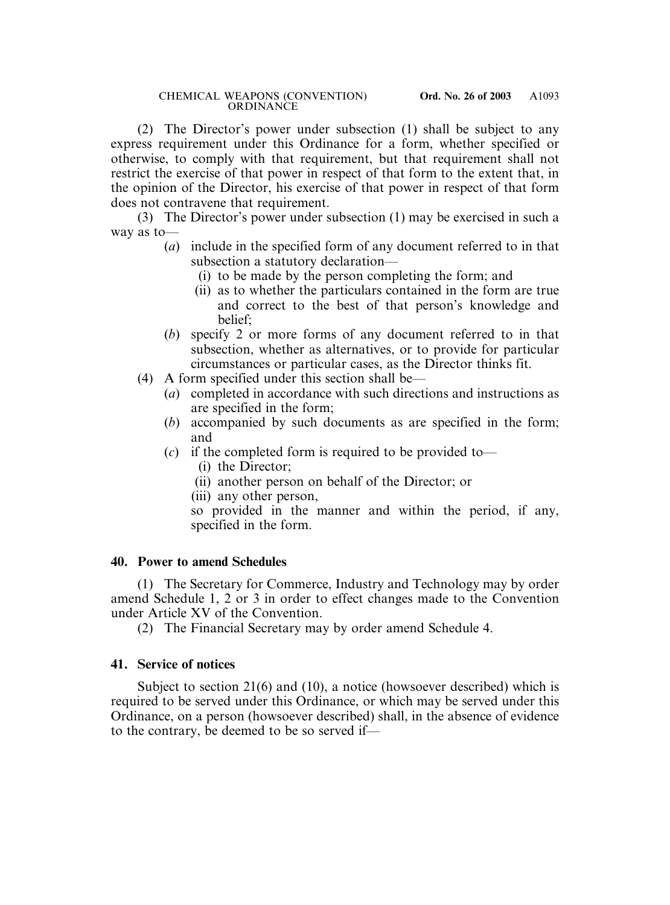(2) The Director's power under subsection (1) shall be subject to any express requirement under this Ordinance for a form, whether specified or otherwise, to comply with that requirement, but that requirement shall not restrict the exercise of that power in respect of that form to the extent that, in the opinion of the Director, his exercise of that power in respect of that form does not contravene that requirement.

(3) The Director's power under subsection (1) may be exercised in such a way as to—

- (*a*) include in the specified form of any document referred to in that subsection a statutory declaration—
  - (i) to be made by the person completing the form; and
  - (ii) as to whether the particulars contained in the form are true and correct to the best of that person's knowledge and belief;
- (*b*) specify 2 or more forms of any document referred to in that subsection, whether as alternatives, or to provide for particular circumstances or particular cases, as the Director thinks fit.

(4) A form specified under this section shall be—

- (*a*) completed in accordance with such directions and instructions as are specified in the form;
- (*b*) accompanied by such documents as are specified in the form; and
- (*c*) if the completed form is required to be provided to—
  - (i) the Director;
  - (ii) another person on behalf of the Director; or
  - (iii) any other person,

  so provided in the manner and within the period, if any, specified in the form.

**40. Power to amend Schedules**

(1) The Secretary for Commerce, Industry and Technology may by order amend Schedule 1, 2 or 3 in order to effect changes made to the Convention under Article XV of the Convention.

(2) The Financial Secretary may by order amend Schedule 4.

**41. Service of notices**

Subject to section 21(6) and (10), a notice (howsoever described) which is required to be served under this Ordinance, or which may be served under this Ordinance, on a person (howsoever described) shall, in the absence of evidence to the contrary, be deemed to be so served if—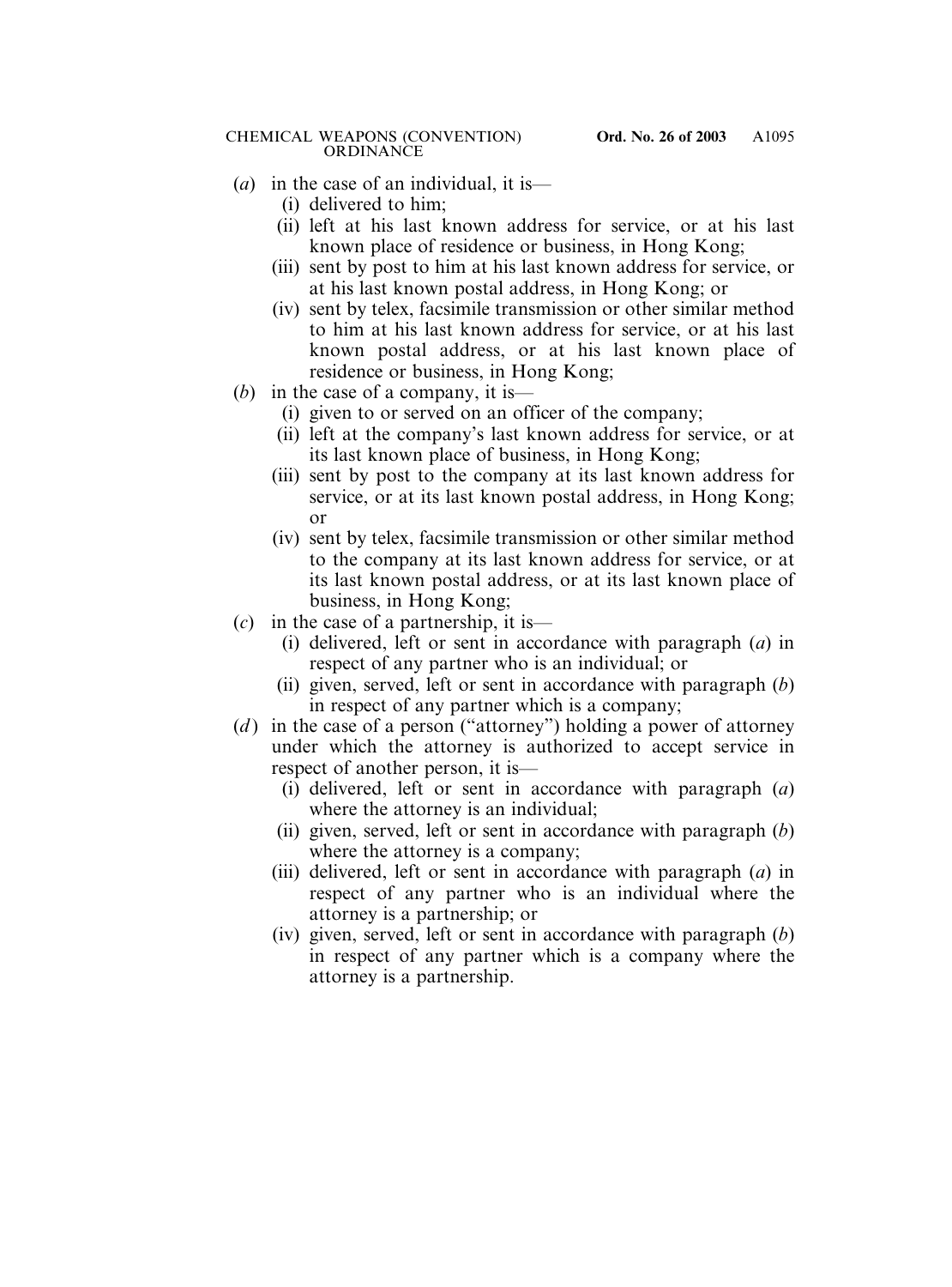(*a*) in the case of an individual, it is—

(i) delivered to him;

(ii) left at his last known address for service, or at his last known place of residence or business, in Hong Kong;

(iii) sent by post to him at his last known address for service, or at his last known postal address, in Hong Kong; or

(iv) sent by telex, facsimile transmission or other similar method to him at his last known address for service, or at his last known postal address, or at his last known place of residence or business, in Hong Kong;

(*b*) in the case of a company, it is—

(i) given to or served on an officer of the company;

(ii) left at the company's last known address for service, or at its last known place of business, in Hong Kong;

(iii) sent by post to the company at its last known address for service, or at its last known postal address, in Hong Kong; or

(iv) sent by telex, facsimile transmission or other similar method to the company at its last known address for service, or at its last known postal address, or at its last known place of business, in Hong Kong;

(*c*) in the case of a partnership, it is—

(i) delivered, left or sent in accordance with paragraph (*a*) in respect of any partner who is an individual; or

(ii) given, served, left or sent in accordance with paragraph (*b*) in respect of any partner which is a company;

(*d*) in the case of a person ("attorney") holding a power of attorney under which the attorney is authorized to accept service in respect of another person, it is—

(i) delivered, left or sent in accordance with paragraph (*a*) where the attorney is an individual;

(ii) given, served, left or sent in accordance with paragraph (*b*) where the attorney is a company;

(iii) delivered, left or sent in accordance with paragraph (*a*) in respect of any partner who is an individual where the attorney is a partnership; or

(iv) given, served, left or sent in accordance with paragraph (*b*) in respect of any partner which is a company where the attorney is a partnership.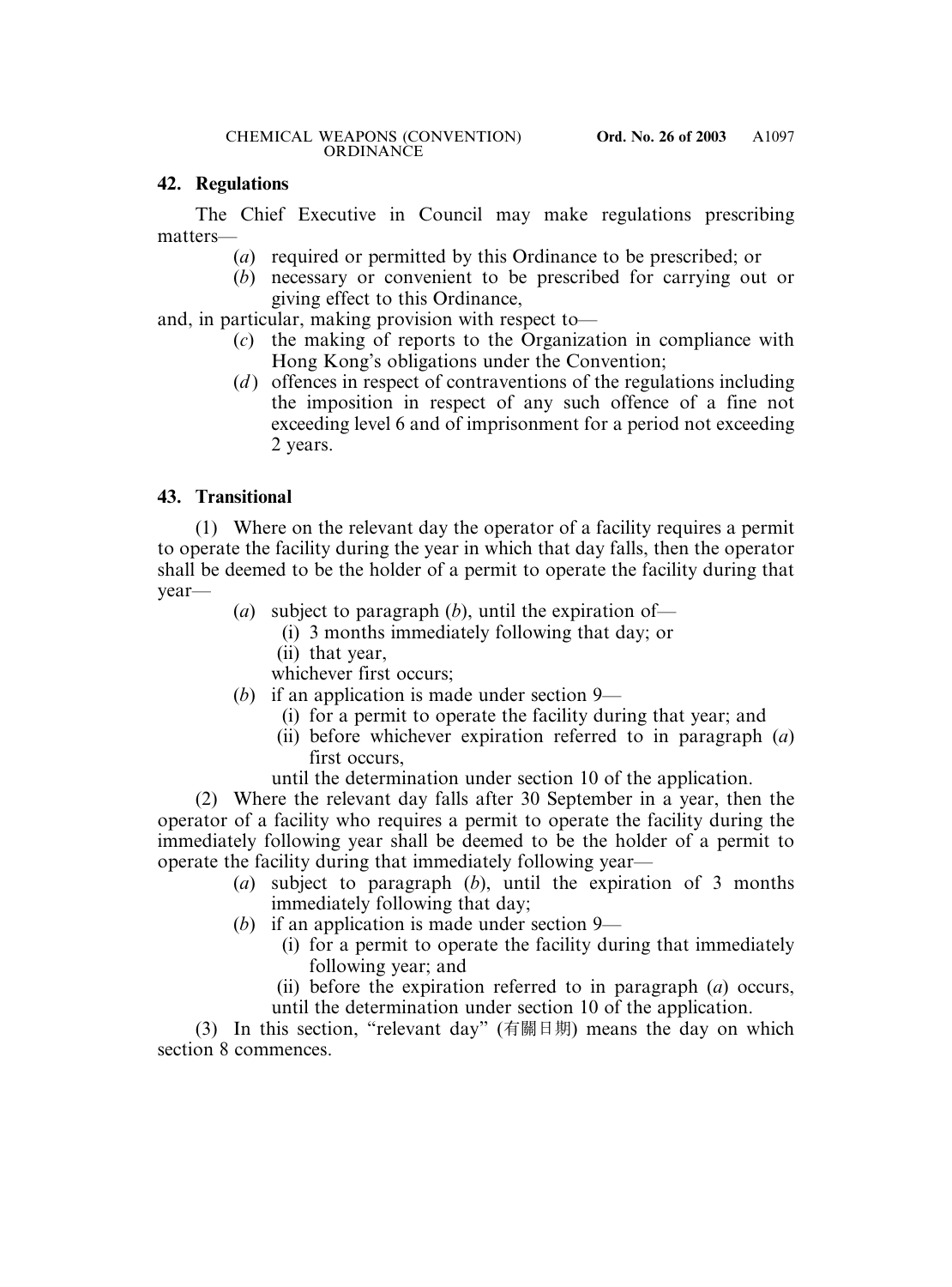## 42. Regulations

The Chief Executive in Council may make regulations prescribing matters—

- (*a*) required or permitted by this Ordinance to be prescribed; or
- (*b*) necessary or convenient to be prescribed for carrying out or giving effect to this Ordinance,

and, in particular, making provision with respect to—

- (*c*) the making of reports to the Organization in compliance with Hong Kong's obligations under the Convention;
- (*d*) offences in respect of contraventions of the regulations including the imposition in respect of any such offence of a fine not exceeding level 6 and of imprisonment for a period not exceeding 2 years.

## 43. Transitional

(1) Where on the relevant day the operator of a facility requires a permit to operate the facility during the year in which that day falls, then the operator shall be deemed to be the holder of a permit to operate the facility during that year—

- (*a*) subject to paragraph (*b*), until the expiration of—
  - (i) 3 months immediately following that day; or
  - (ii) that year,

  whichever first occurs;
- (*b*) if an application is made under section 9—
  - (i) for a permit to operate the facility during that year; and
  - (ii) before whichever expiration referred to in paragraph (*a*) first occurs,

  until the determination under section 10 of the application.

(2) Where the relevant day falls after 30 September in a year, then the operator of a facility who requires a permit to operate the facility during the immediately following year shall be deemed to be the holder of a permit to operate the facility during that immediately following year—

- (*a*) subject to paragraph (*b*), until the expiration of 3 months immediately following that day;
- (*b*) if an application is made under section 9—
  - (i) for a permit to operate the facility during that immediately following year; and
  - (ii) before the expiration referred to in paragraph (*a*) occurs,

  until the determination under section 10 of the application.

(3) In this section, "relevant day" (有關日期) means the day on which section 8 commences.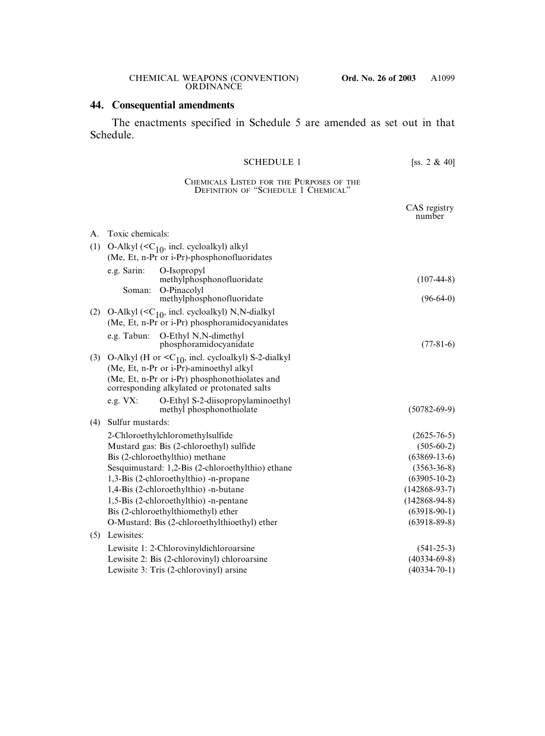## 44. Consequential amendments

The enactments specified in Schedule 5 are amended as set out in that Schedule.

### SCHEDULE 1 [ss. 2 & 40]

CHEMICALS LISTED FOR THE PURPOSES OF THE DEFINITION OF "SCHEDULE 1 CHEMICAL"

| | | CAS registry number |
|---|---|---|
| A. | Toxic chemicals: | |
| (1) | O-Alkyl ($<C_{10}$, incl. cycloalkyl) alkyl (Me, Et, n-Pr or i-Pr)-phosphonofluoridates | |
| | e.g. Sarin: O-Isopropyl methylphosphonofluoridate | (107-44-8) |
| | Soman: O-Pinacolyl methylphosphonofluoridate | (96-64-0) |
| (2) | O-Alkyl ($<C_{10}$, incl. cycloalkyl) N,N-dialkyl (Me, Et, n-Pr or i-Pr) phosphoramidocyanidates | |
| | e.g. Tabun: O-Ethyl N,N-dimethyl phosphoramidocyanidate | (77-81-6) |
| (3) | O-Alkyl (H or $<C_{10}$, incl. cycloalkyl) S-2-dialkyl (Me, Et, n-Pr or i-Pr)-aminoethyl alkyl (Me, Et, n-Pr or i-Pr) phosphonothiolates and corresponding alkylated or protonated salts | |
| | e.g. VX: O-Ethyl S-2-diisopropylaminoethyl methyl phosphonothiolate | (50782-69-9) |
| (4) | Sulfur mustards: | |
| | 2-Chloroethylchloromethylsulfide | (2625-76-5) |
| | Mustard gas: Bis (2-chloroethyl) sulfide | (505-60-2) |
| | Bis (2-chloroethylthio) methane | (63869-13-6) |
| | Sesquimustard: 1,2-Bis (2-chloroethylthio) ethane | (3563-36-8) |
| | 1,3-Bis (2-chloroethylthio) -n-propane | (63905-10-2) |
| | 1,4-Bis (2-chloroethylthio) -n-butane | (142868-93-7) |
| | 1,5-Bis (2-chloroethylthio) -n-pentane | (142868-94-8) |
| | Bis (2-chloroethylthiomethyl) ether | (63918-90-1) |
| | O-Mustard: Bis (2-chloroethylthioethyl) ether | (63918-89-8) |
| (5) | Lewisites: | |
| | Lewisite 1: 2-Chlorovinyldichloroarsine | (541-25-3) |
| | Lewisite 2: Bis (2-chlorovinyl) chloroarsine | (40334-69-8) |
| | Lewisite 3: Tris (2-chlorovinyl) arsine | (40334-70-1) |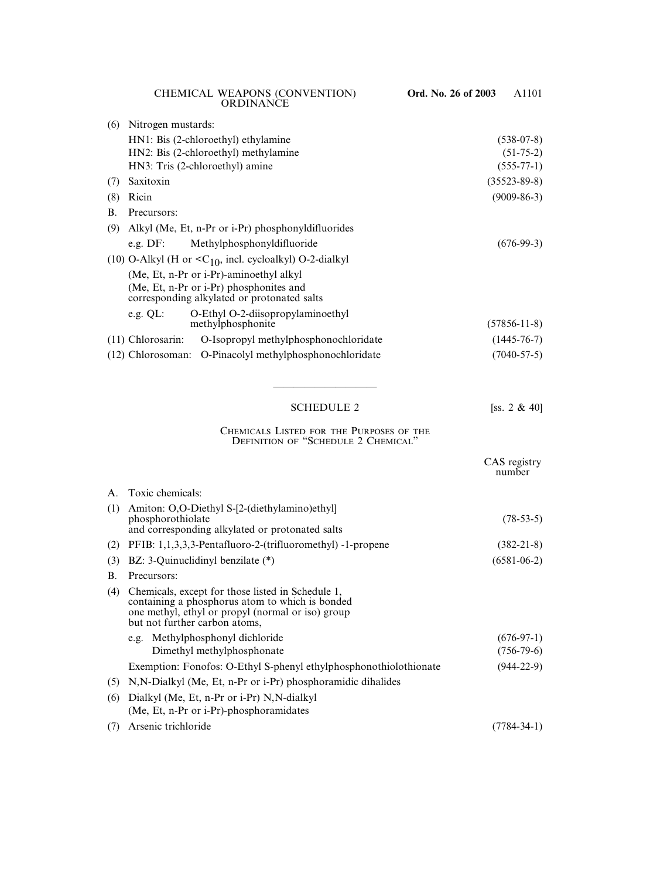(6) Nitrogen mustards:

| | | |
|---|---|---|
| | HN1: Bis (2-chloroethyl) ethylamine | (538-07-8) |
| | HN2: Bis (2-chloroethyl) methylamine | (51-75-2) |
| | HN3: Tris (2-chloroethyl) amine | (555-77-1) |
| (7) | Saxitoxin | (35523-89-8) |
| (8) | Ricin | (9009-86-3) |
| B. | Precursors: | |
| (9) | Alkyl (Me, Et, n-Pr or i-Pr) phosphonyldifluorides | |
| | e.g. DF: Methylphosphonyldifluoride | (676-99-3) |
| (10) | O-Alkyl (H or $<C_{10}$, incl. cycloalkyl) O-2-dialkyl (Me, Et, n-Pr or i-Pr)-aminoethyl alkyl (Me, Et, n-Pr or i-Pr) phosphonites and corresponding alkylated or protonated salts | |
| | e.g. QL: O-Ethyl O-2-diisopropylaminoethyl methylphosphonite | (57856-11-8) |
| (11) | Chlorosarin: O-Isopropyl methylphosphonochloridate | (1445-76-7) |
| (12) | Chlorosoman: O-Pinacolyl methylphosphonochloridate | (7040-57-5) |

## SCHEDULE 2 [ss. 2 & 40]

### Chemicals Listed for the Purposes of the Definition of "Schedule 2 Chemical"

| | | CAS registry number |
|---|---|---|
| A. | Toxic chemicals: | |
| (1) | Amiton: O,O-Diethyl S-[2-(diethylamino)ethyl] phosphorothiolate and corresponding alkylated or protonated salts | (78-53-5) |
| (2) | PFIB: 1,1,3,3,3-Pentafluoro-2-(trifluoromethyl) -1-propene | (382-21-8) |
| (3) | BZ: 3-Quinuclidinyl benzilate (*) | (6581-06-2) |
| B. | Precursors: | |
| (4) | Chemicals, except for those listed in Schedule 1, containing a phosphorus atom to which is bonded one methyl, ethyl or propyl (normal or iso) group but not further carbon atoms, | |
| | e.g. Methylphosphonyl dichloride | (676-97-1) |
| | Dimethyl methylphosphonate | (756-79-6) |
| | Exemption: Fonofos: O-Ethyl S-phenyl ethylphosphonothiolothionate | (944-22-9) |
| (5) | N,N-Dialkyl (Me, Et, n-Pr or i-Pr) phosphoramidic dihalides | |
| (6) | Dialkyl (Me, Et, n-Pr or i-Pr) N,N-dialkyl (Me, Et, n-Pr or i-Pr)-phosphoramidates | |
| (7) | Arsenic trichloride | (7784-34-1) |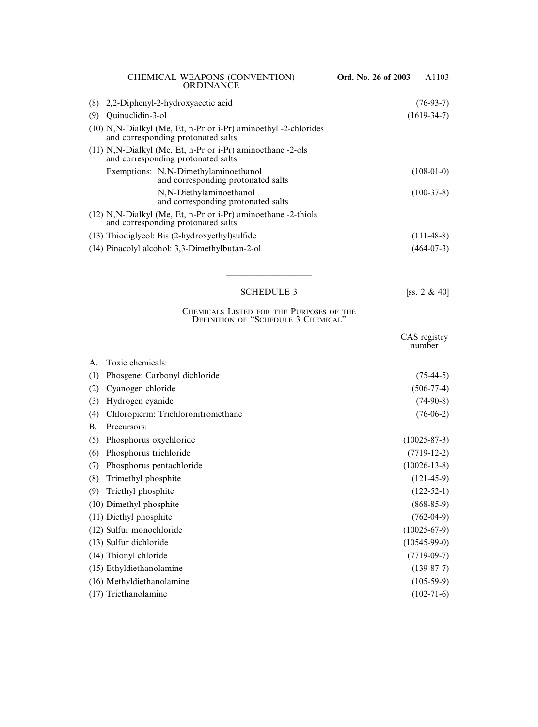(8) 2,2-Diphenyl-2-hydroxyacetic acid (76-93-7)

(9) Quinuclidin-3-ol (1619-34-7)

(10) N,N-Dialkyl (Me, Et, n-Pr or i-Pr) aminoethyl -2-chlorides and corresponding protonated salts

(11) N,N-Dialkyl (Me, Et, n-Pr or i-Pr) aminoethane -2-ols and corresponding protonated salts

Exemptions: N,N-Dimethylaminoethanol and corresponding protonated salts (108-01-0)

N,N-Diethylaminoethanol and corresponding protonated salts (100-37-8)

(12) N,N-Dialkyl (Me, Et, n-Pr or i-Pr) aminoethane -2-thiols and corresponding protonated salts

(13) Thiodiglycol: Bis (2-hydroxyethyl)sulfide (111-48-8)

(14) Pinacolyl alcohol: 3,3-Dimethylbutan-2-ol (464-07-3)

---

## SCHEDULE 3 [ss. 2 & 40]

### Chemicals Listed for the Purposes of the Definition of "Schedule 3 Chemical"

| | | CAS registry number |
|---|---|---|
| A. | Toxic chemicals: | |
| (1) | Phosgene: Carbonyl dichloride | (75-44-5) |
| (2) | Cyanogen chloride | (506-77-4) |
| (3) | Hydrogen cyanide | (74-90-8) |
| (4) | Chloropicrin: Trichloronitromethane | (76-06-2) |
| B. | Precursors: | |
| (5) | Phosphorus oxychloride | (10025-87-3) |
| (6) | Phosphorus trichloride | (7719-12-2) |
| (7) | Phosphorus pentachloride | (10026-13-8) |
| (8) | Trimethyl phosphite | (121-45-9) |
| (9) | Triethyl phosphite | (122-52-1) |
| (10) | Dimethyl phosphite | (868-85-9) |
| (11) | Diethyl phosphite | (762-04-9) |
| (12) | Sulfur monochloride | (10025-67-9) |
| (13) | Sulfur dichloride | (10545-99-0) |
| (14) | Thionyl chloride | (7719-09-7) |
| (15) | Ethyldiethanolamine | (139-87-7) |
| (16) | Methyldiethanolamine | (105-59-9) |
| (17) | Triethanolamine | (102-71-6) |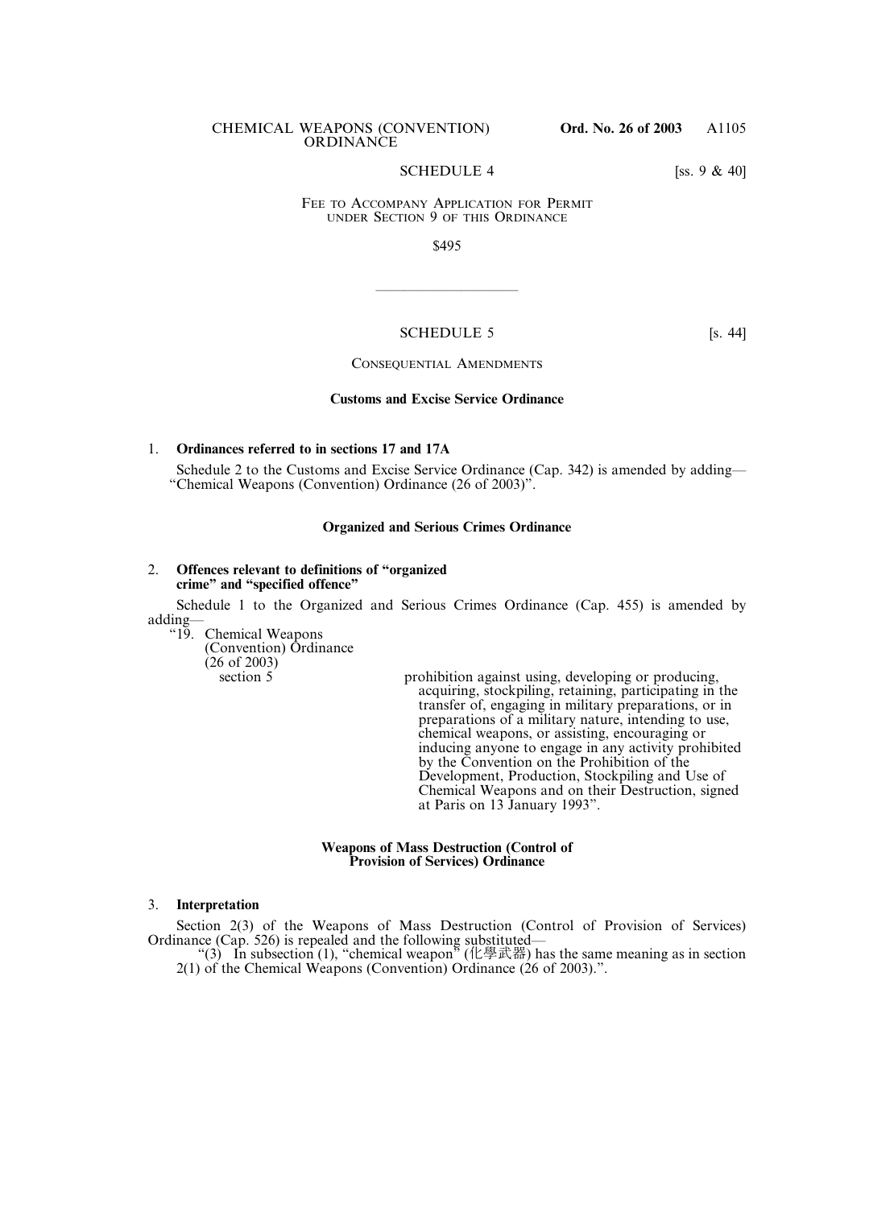## SCHEDULE 4

[ss. 9 & 40]

FEE TO ACCOMPANY APPLICATION FOR PERMIT UNDER SECTION 9 OF THIS ORDINANCE

$495

---

## SCHEDULE 5

[s. 44]

CONSEQUENTIAL AMENDMENTS

**Customs and Excise Service Ordinance**

1. **Ordinances referred to in sections 17 and 17A**

Schedule 2 to the Customs and Excise Service Ordinance (Cap. 342) is amended by adding—
"Chemical Weapons (Convention) Ordinance (26 of 2003)".

**Organized and Serious Crimes Ordinance**

2. **Offences relevant to definitions of "organized crime" and "specified offence"**

Schedule 1 to the Organized and Serious Crimes Ordinance (Cap. 455) is amended by adding—

| | |
|---|---|
| "19. Chemical Weapons (Convention) Ordinance (26 of 2003) section 5 | prohibition against using, developing or producing, acquiring, stockpiling, retaining, participating in the transfer of, engaging in military preparations, or in preparations of a military nature, intending to use, chemical weapons, or assisting, encouraging or inducing anyone to engage in any activity prohibited by the Convention on the Prohibition of the Development, Production, Stockpiling and Use of Chemical Weapons and on their Destruction, signed at Paris on 13 January 1993". |

**Weapons of Mass Destruction (Control of Provision of Services) Ordinance**

3. **Interpretation**

Section 2(3) of the Weapons of Mass Destruction (Control of Provision of Services) Ordinance (Cap. 526) is repealed and the following substituted—

"(3) In subsection (1), "chemical weapon" (化學武器) has the same meaning as in section 2(1) of the Chemical Weapons (Convention) Ordinance (26 of 2003).".